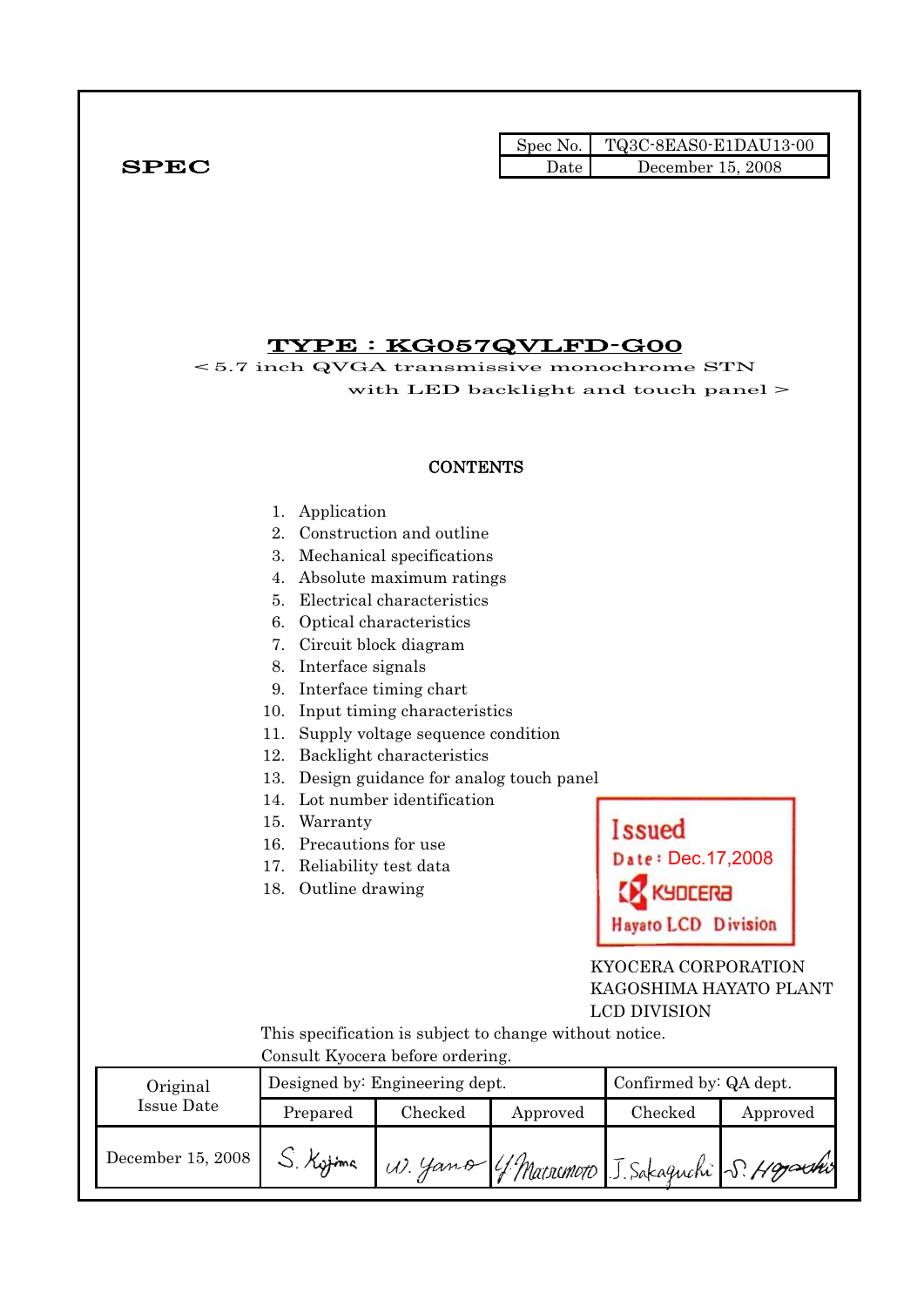**SPEC**

| Spec No. | TQ3C-8EAS0-E1DAU13-00 |
|---|---|
| Date | December 15, 2008 |

# TYPE : KG057QVLFD-G00

< 5.7 inch QVGA transmissive monochrome STN with LED backlight and touch panel >

## CONTENTS

1. Application
2. Construction and outline
3. Mechanical specifications
4. Absolute maximum ratings
5. Electrical characteristics
6. Optical characteristics
7. Circuit block diagram
8. Interface signals
9. Interface timing chart
10. Input timing characteristics
11. Supply voltage sequence condition
12. Backlight characteristics
13. Design guidance for analog touch panel
14. Lot number identification
15. Warranty
16. Precautions for use
17. Reliability test data
18. Outline drawing

Issued
Date : Dec.17,2008
KYOCERA
Hayato LCD Division

KYOCERA CORPORATION
KAGOSHIMA HAYATO PLANT
LCD DIVISION

This specification is subject to change without notice.
Consult Kyocera before ordering.

| Original Issue Date | Designed by: Engineering dept. | | | Confirmed by: QA dept. | |
|---|---|---|---|---|---|
| | Prepared | Checked | Approved | Checked | Approved |
| December 15, 2008 | S. Kojima | W. Yano | Y. Matsumoto | J. Sakaguchi | S. Hayashi |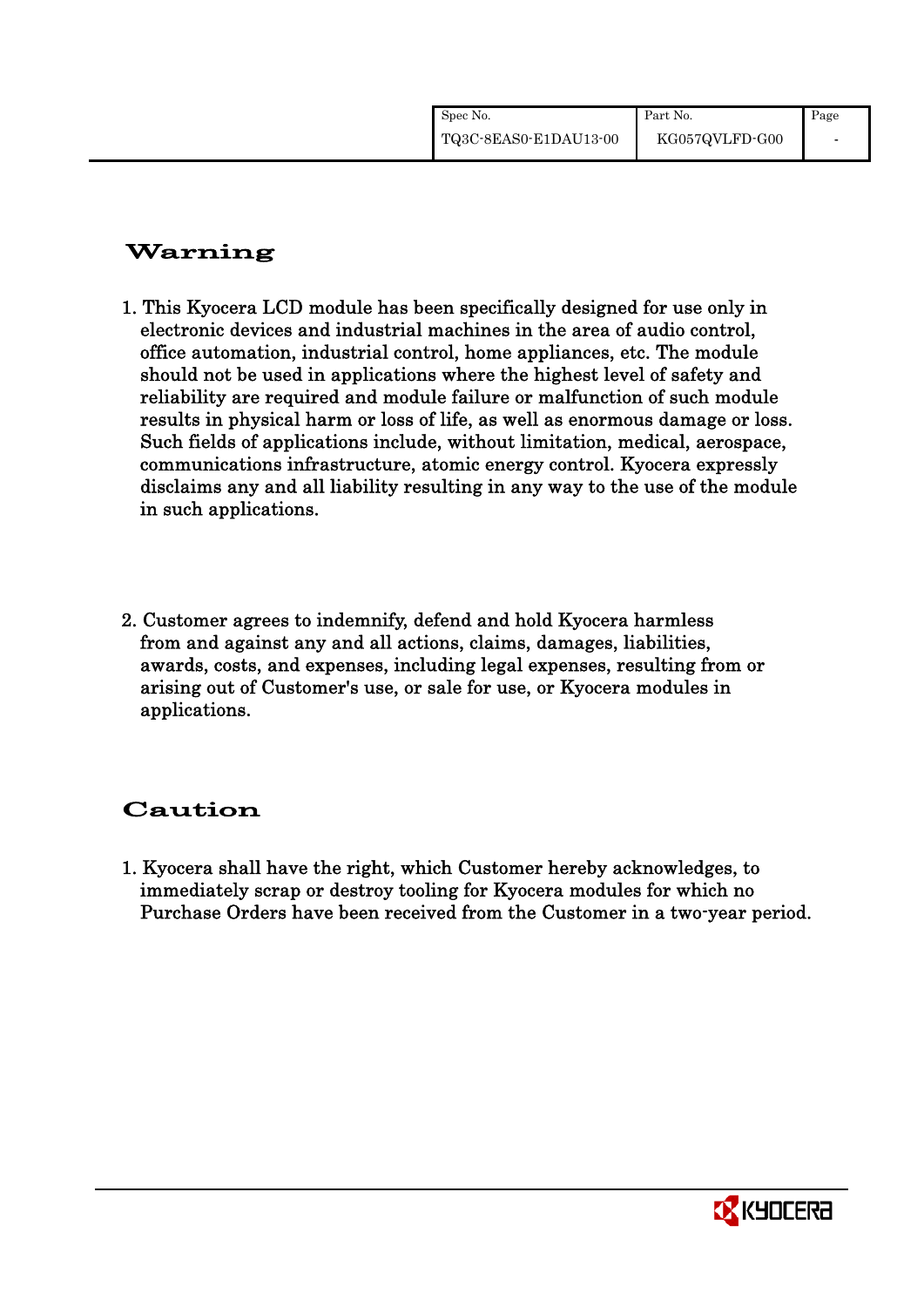# Warning

1. This Kyocera LCD module has been specifically designed for use only in electronic devices and industrial machines in the area of audio control, office automation, industrial control, home appliances, etc. The module should not be used in applications where the highest level of safety and reliability are required and module failure or malfunction of such module results in physical harm or loss of life, as well as enormous damage or loss. Such fields of applications include, without limitation, medical, aerospace, communications infrastructure, atomic energy control. Kyocera expressly disclaims any and all liability resulting in any way to the use of the module in such applications.

2. Customer agrees to indemnify, defend and hold Kyocera harmless from and against any and all actions, claims, damages, liabilities, awards, costs, and expenses, including legal expenses, resulting from or arising out of Customer's use, or sale for use, or Kyocera modules in applications.

# Caution

1. Kyocera shall have the right, which Customer hereby acknowledges, to immediately scrap or destroy tooling for Kyocera modules for which no Purchase Orders have been received from the Customer in a two-year period.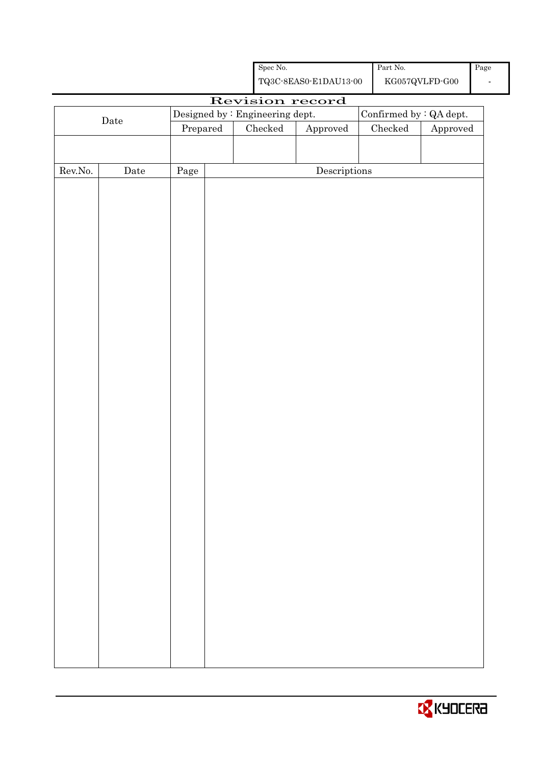| Spec No. | Part No. | Page |
|---|---|---|
| TQ3C-8EAS0-E1DAU13-00 | KG057QVLFD-G00 | - |

# Revision record

| Date | Designed by : Engineering dept. | | | Confirmed by : QA dept. | |
|---|---|---|---|---|---|
| | Prepared | Checked | Approved | Checked | Approved |
| | | | | | |

| Rev.No. | Date | Page | Descriptions |
|---|---|---|---|
| | | | |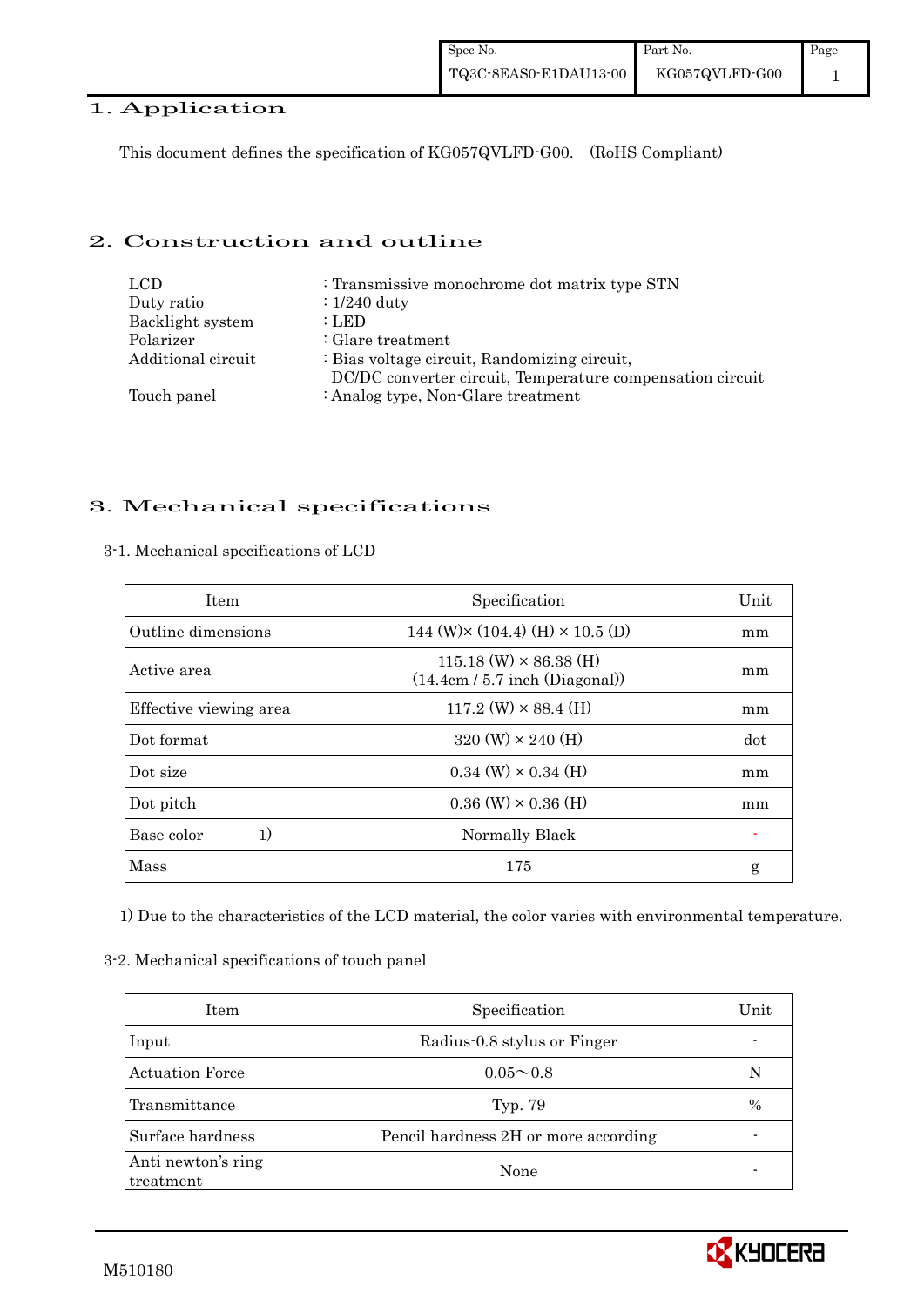## 1. Application

This document defines the specification of KG057QVLFD-G00. (RoHS Compliant)

## 2. Construction and outline

LCD : Transmissive monochrome dot matrix type STN
Duty ratio : 1/240 duty
Backlight system : LED
Polarizer : Glare treatment
Additional circuit : Bias voltage circuit, Randomizing circuit,
DC/DC converter circuit, Temperature compensation circuit
Touch panel : Analog type, Non-Glare treatment

## 3. Mechanical specifications

### 3-1. Mechanical specifications of LCD

| Item | Specification | Unit |
|---|---|---|
| Outline dimensions | 144 (W)× (104.4) (H) × 10.5 (D) | mm |
| Active area | 115.18 (W) × 86.38 (H)<br>(14.4cm / 5.7 inch (Diagonal)) | mm |
| Effective viewing area | 117.2 (W) × 88.4 (H) | mm |
| Dot format | 320 (W) × 240 (H) | dot |
| Dot size | 0.34 (W) × 0.34 (H) | mm |
| Dot pitch | 0.36 (W) × 0.36 (H) | mm |
| Base color 1) | Normally Black | - |
| Mass | 175 | g |

1) Due to the characteristics of the LCD material, the color varies with environmental temperature.

### 3-2. Mechanical specifications of touch panel

| Item | Specification | Unit |
|---|---|---|
| Input | Radius-0.8 stylus or Finger | - |
| Actuation Force | 0.05～0.8 | N |
| Transmittance | Typ. 79 | % |
| Surface hardness | Pencil hardness 2H or more according | - |
| Anti newton's ring treatment | None | - |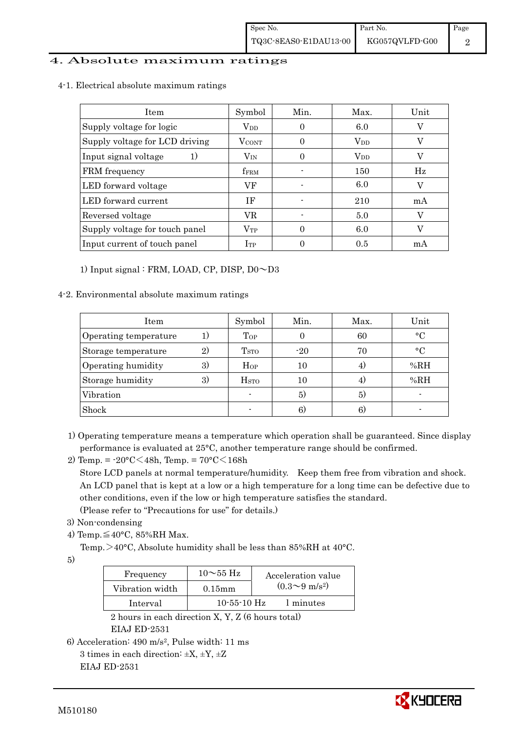# 4. Absolute maximum ratings

4-1. Electrical absolute maximum ratings

| Item | Symbol | Min. | Max. | Unit |
|---|---|---|---|---|
| Supply voltage for logic | $V_{DD}$ | 0 | 6.0 | V |
| Supply voltage for LCD driving | $V_{CONT}$ | 0 | $V_{DD}$ | V |
| Input signal voltage 1) | $V_{IN}$ | 0 | $V_{DD}$ | V |
| FRM frequency | $f_{FRM}$ | - | 150 | Hz |
| LED forward voltage | VF | - | 6.0 | V |
| LED forward current | IF | - | 210 | mA |
| Reversed voltage | VR | - | 5.0 | V |
| Supply voltage for touch panel | $V_{TP}$ | 0 | 6.0 | V |
| Input current of touch panel | $I_{TP}$ | 0 | 0.5 | mA |

1) Input signal : FRM, LOAD, CP, DISP, D0～D3

4-2. Environmental absolute maximum ratings

| Item | Symbol | Min. | Max. | Unit |
|---|---|---|---|---|
| Operating temperature 1) | $T_{OP}$ | 0 | 60 | °C |
| Storage temperature 2) | $T_{STO}$ | -20 | 70 | °C |
| Operating humidity 3) | $H_{OP}$ | 10 | 4) | %RH |
| Storage humidity 3) | $H_{STO}$ | 10 | 4) | %RH |
| Vibration | - | 5) | 5) | - |
| Shock | - | 6) | 6) | - |

1) Operating temperature means a temperature which operation shall be guaranteed. Since display performance is evaluated at 25°C, another temperature range should be confirmed.

2) Temp. = -20°C＜48h, Temp. = 70°C＜168h

Store LCD panels at normal temperature/humidity. Keep them free from vibration and shock. An LCD panel that is kept at a low or a high temperature for a long time can be defective due to other conditions, even if the low or high temperature satisfies the standard.

(Please refer to "Precautions for use" for details.)

3) Non-condensing

4) Temp.≦40°C, 85%RH Max.

Temp.＞40°C, Absolute humidity shall be less than 85%RH at 40°C.

5)

| Frequency | 10～55 Hz | Acceleration value ($0.3$～$9\ m/s^2$) |
|---|---|---|
| Vibration width | 0.15mm | |
| Interval | 10-55-10 Hz | 1 minutes |

2 hours in each direction X, Y, Z (6 hours total)

EIAJ ED-2531

6) Acceleration: $490\ m/s^2$, Pulse width: 11 ms

3 times in each direction: ±X, ±Y, ±Z

EIAJ ED-2531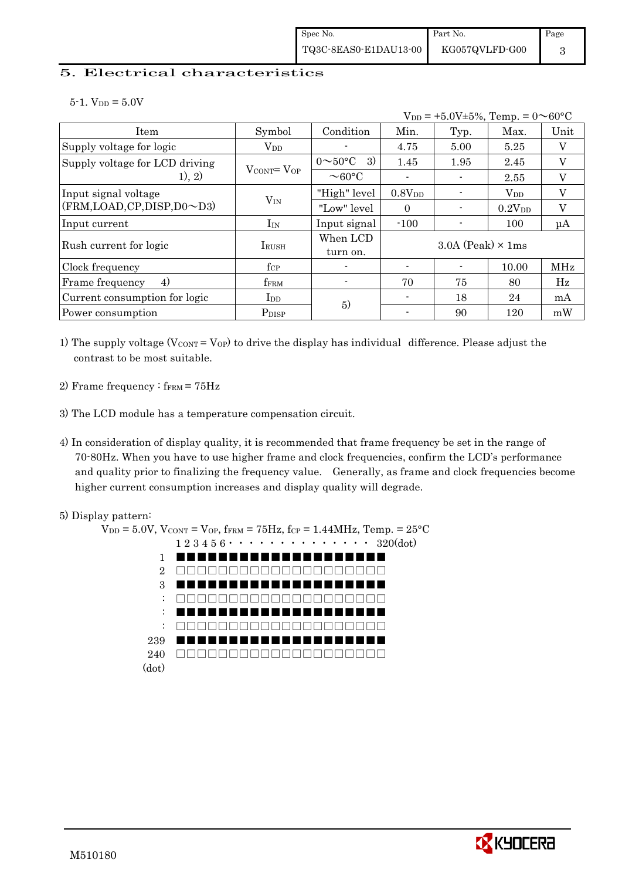## 5. Electrical characteristics

5-1. $V_{DD}$ = 5.0V

$V_{DD}$ = +5.0V±5%, Temp. = 0～60°C

| Item | Symbol | Condition | Min. | Typ. | Max. | Unit |
|---|---|---|---|---|---|---|
| Supply voltage for logic | $V_{DD}$ | - | 4.75 | 5.00 | 5.25 | V |
| Supply voltage for LCD driving 1), 2) | $V_{CONT}$= $V_{OP}$ | 0～50°C 3) | 1.45 | 1.95 | 2.45 | V |
| | | ～60°C | - | - | 2.55 | V |
| Input signal voltage (FRM,LOAD,CP,DISP,D0～D3) | $V_{IN}$ | "High" level | $0.8V_{DD}$ | - | $V_{DD}$ | V |
| | | "Low" level | 0 | - | $0.2V_{DD}$ | V |
| Input current | $I_{IN}$ | Input signal | -100 | - | 100 | μA |
| Rush current for logic | $I_{RUSH}$ | When LCD turn on. | 3.0A (Peak) × 1ms | | | |
| Clock frequency | $f_{CP}$ | - | - | - | 10.00 | MHz |
| Frame frequency 4) | $f_{FRM}$ | - | 70 | 75 | 80 | Hz |
| Current consumption for logic | $I_{DD}$ | 5) | - | 18 | 24 | mA |
| Power consumption | $P_{DISP}$ | | - | 90 | 120 | mW |

1) The supply voltage ($V_{CONT}$ = $V_{OP}$) to drive the display has individual difference. Please adjust the contrast to be most suitable.

2) Frame frequency : $f_{FRM}$ = 75Hz

3) The LCD module has a temperature compensation circuit.

4) In consideration of display quality, it is recommended that frame frequency be set in the range of 70-80Hz. When you have to use higher frame and clock frequencies, confirm the LCD's performance and quality prior to finalizing the frequency value. Generally, as frame and clock frequencies become higher current consumption increases and display quality will degrade.

5) Display pattern:

$V_{DD}$ = 5.0V, $V_{CONT}$ = $V_{OP}$, $f_{FRM}$ = 75Hz, $f_{CP}$ = 1.44MHz, Temp. = 25°C

```
      1 2 3 4 5 6 · · · · · · · · · · · · · · · 320(dot)
  1   ■■■■■■■■■■■■■■■■■■■■■
  2   □□□□□□□□□□□□□□□□□□□□□
  3   ■■■■■■■■■■■■■■■■■■■■■
  :   □□□□□□□□□□□□□□□□□□□□□
  :   ■■■■■■■■■■■■■■■■■■■■■
  :   □□□□□□□□□□□□□□□□□□□□□
239   ■■■■■■■■■■■■■■■■■■■■■
240   □□□□□□□□□□□□□□□□□□□□□
(dot)
```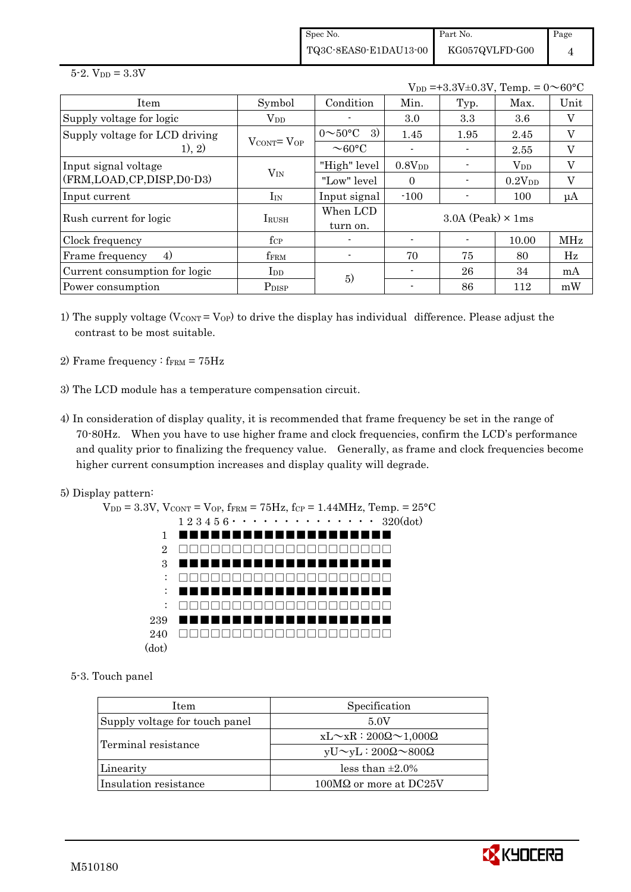5-2. $V_{DD}$ = 3.3V

$V_{DD}$ =+3.3V±0.3V, Temp. = 0～60°C

| Item | Symbol | Condition | Min. | Typ. | Max. | Unit |
|---|---|---|---|---|---|---|
| Supply voltage for logic | $V_{DD}$ | - | 3.0 | 3.3 | 3.6 | V |
| Supply voltage for LCD driving 1), 2) | $V_{CONT}$= $V_{OP}$ | 0～50°C 3) | 1.45 | 1.95 | 2.45 | V |
| | | ～60°C | - | - | 2.55 | V |
| Input signal voltage (FRM,LOAD,CP,DISP,D0-D3) | $V_{IN}$ | "High" level | 0.8$V_{DD}$ | - | $V_{DD}$ | V |
| | | "Low" level | 0 | - | 0.2$V_{DD}$ | V |
| Input current | $I_{IN}$ | Input signal | -100 | - | 100 | μA |
| Rush current for logic | $I_{RUSH}$ | When LCD turn on. | 3.0A (Peak) × 1ms | | | |
| Clock frequency | $f_{CP}$ | - | - | - | 10.00 | MHz |
| Frame frequency 4) | $f_{FRM}$ | - | 70 | 75 | 80 | Hz |
| Current consumption for logic | $I_{DD}$ | 5) | - | 26 | 34 | mA |
| Power consumption | $P_{DISP}$ | | - | 86 | 112 | mW |

1) The supply voltage ($V_{CONT}$ = $V_{OP}$) to drive the display has individual difference. Please adjust the contrast to be most suitable.

2) Frame frequency : $f_{FRM}$ = 75Hz

3) The LCD module has a temperature compensation circuit.

4) In consideration of display quality, it is recommended that frame frequency be set in the range of 70-80Hz. When you have to use higher frame and clock frequencies, confirm the LCD's performance and quality prior to finalizing the frequency value. Generally, as frame and clock frequencies become higher current consumption increases and display quality will degrade.

5) Display pattern:

$V_{DD}$ = 3.3V, $V_{CONT}$ = $V_{OP}$, $f_{FRM}$ = 75Hz, $f_{CP}$ = 1.44MHz, Temp. = 25°C

```
      1 2 3 4 5 6 · · · · · · · · · · · · · ·  320(dot)
  1   ■■■■■■■■■■■■■■■■■■■■
  2   □□□□□□□□□□□□□□□□□□□□
  3   ■■■■■■■■■■■■■■■■■■■■
  :   □□□□□□□□□□□□□□□□□□□□
  :   ■■■■■■■■■■■■■■■■■■■■
  :   □□□□□□□□□□□□□□□□□□□□
239   ■■■■■■■■■■■■■■■■■■■■
240   □□□□□□□□□□□□□□□□□□□□
(dot)
```

5-3. Touch panel

| Item | Specification |
|---|---|
| Supply voltage for touch panel | 5.0V |
| Terminal resistance | xL～xR : 200Ω～1,000Ω |
| | yU～yL : 200Ω～800Ω |
| Linearity | less than ±2.0% |
| Insulation resistance | 100MΩ or more at DC25V |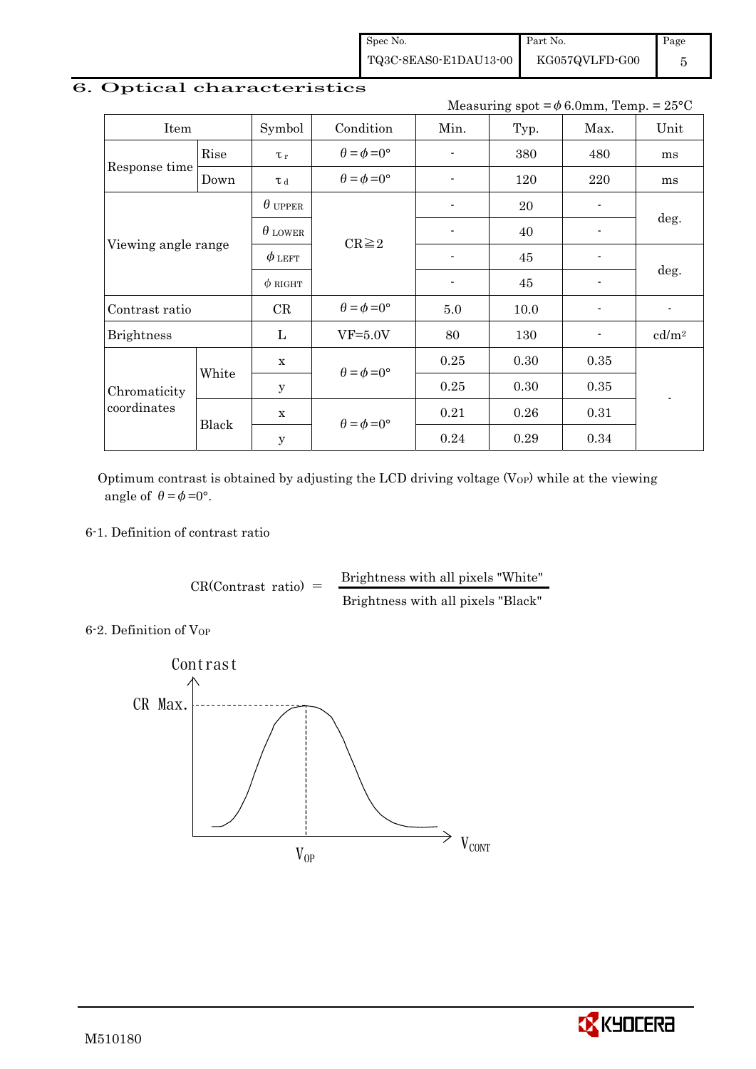## 6. Optical characteristics

Measuring spot = $\phi$ 6.0mm, Temp. = 25°C

| Item | | Symbol | Condition | Min. | Typ. | Max. | Unit |
|---|---|---|---|---|---|---|---|
| Response time | Rise | $\tau_r$ | $\theta=\phi=0°$ | - | 380 | 480 | ms |
| | Down | $\tau_d$ | $\theta=\phi=0°$ | - | 120 | 220 | ms |
| Viewing angle range | | $\theta_{UPPER}$ | CR≧2 | - | 20 | - | deg. |
| | | $\theta_{LOWER}$ | | - | 40 | - | |
| | | $\phi_{LEFT}$ | | - | 45 | - | deg. |
| | | $\phi_{RIGHT}$ | | - | 45 | - | |
| Contrast ratio | | CR | $\theta=\phi=0°$ | 5.0 | 10.0 | - | - |
| Brightness | | L | VF=5.0V | 80 | 130 | - | cd/m$^2$ |
| Chromaticity coordinates | White | x | $\theta=\phi=0°$ | 0.25 | 0.30 | 0.35 | - |
| | | y | | 0.25 | 0.30 | 0.35 | |
| | Black | x | $\theta=\phi=0°$ | 0.21 | 0.26 | 0.31 | |
| | | y | | 0.24 | 0.29 | 0.34 | |

Optimum contrast is obtained by adjusting the LCD driving voltage ($V_{OP}$) while at the viewing angle of $\theta=\phi=0°$.

6-1. Definition of contrast ratio

$$\text{CR(Contrast ratio)} = \frac{\text{Brightness with all pixels "White"}}{\text{Brightness with all pixels "Black"}}$$

6-2. Definition of $V_{OP}$

Contrast

CR Max.

$V_{OP}$

$V_{CONT}$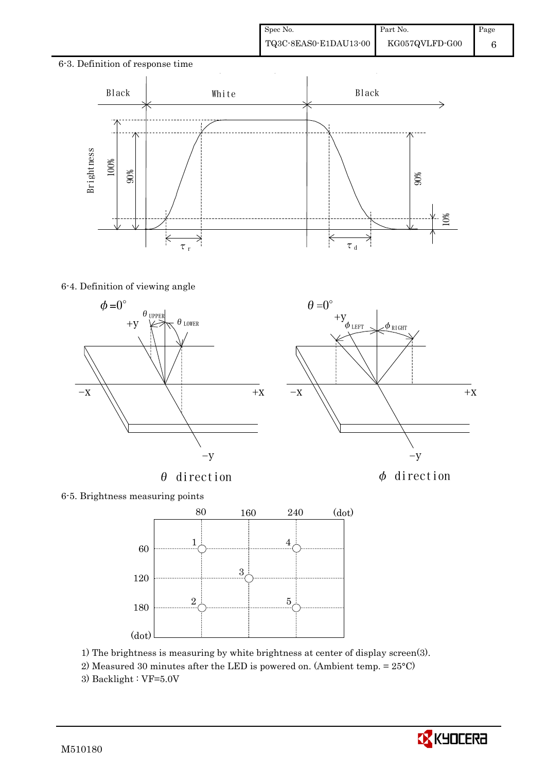6-3. Definition of response time

6-4. Definition of viewing angle

6-5. Brightness measuring points

1) The brightness is measuring by white brightness at center of display screen(3).

2) Measured 30 minutes after the LED is powered on. (Ambient temp. = 25°C)

3) Backlight : VF=5.0V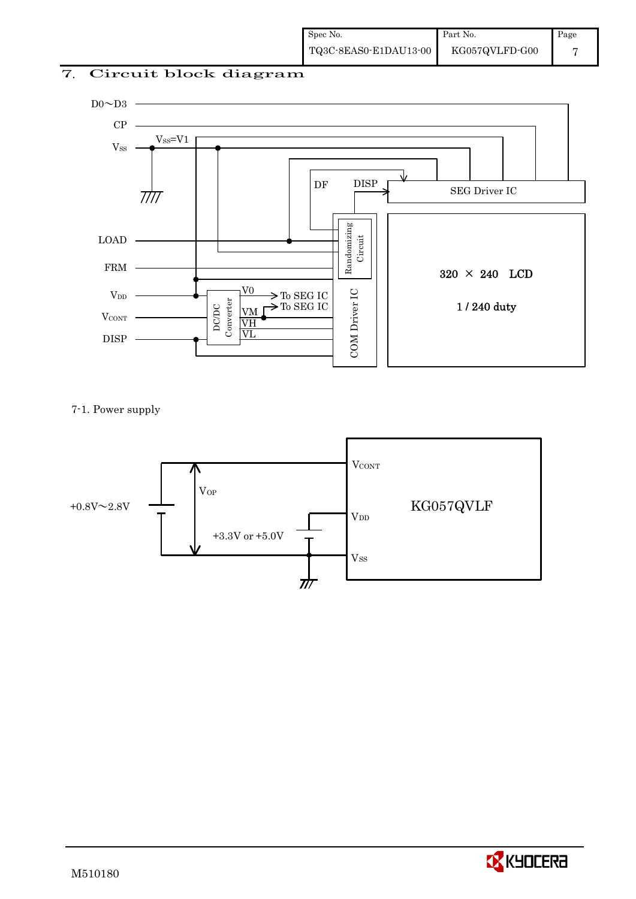## 7. Circuit block diagram

D0～D3

CP

$V_{SS}$ $V_{SS}$=V1

DF DISP SEG Driver IC

LOAD Randomizing Circuit

FRM 320 × 240 LCD

$V_{DD}$ DC/DC Converter V0 → To SEG IC

$V_{CONT}$ VM → To SEG IC 1 / 240 duty

VH

DISP VL COM Driver IC

7-1. Power supply

+0.8V～2.8V $V_{OP}$ $V_{CONT}$

+3.3V or +5.0V $V_{DD}$ KG057QVLF

$V_{SS}$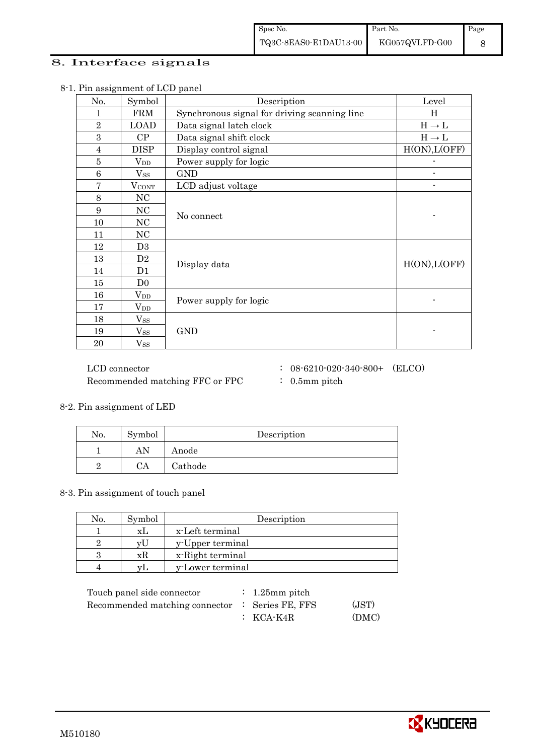## 8. Interface signals

8-1. Pin assignment of LCD panel

| No. | Symbol | Description | Level |
|---|---|---|---|
| 1 | FRM | Synchronous signal for driving scanning line | H |
| 2 | LOAD | Data signal latch clock | H → L |
| 3 | CP | Data signal shift clock | H → L |
| 4 | DISP | Display control signal | H(ON),L(OFF) |
| 5 | $V_{DD}$ | Power supply for logic | - |
| 6 | $V_{SS}$ | GND | - |
| 7 | $V_{CONT}$ | LCD adjust voltage | - |
| 8 | NC | No connect | - |
| 9 | NC | | |
| 10 | NC | | |
| 11 | NC | | |
| 12 | D3 | Display data | H(ON),L(OFF) |
| 13 | D2 | | |
| 14 | D1 | | |
| 15 | D0 | | |
| 16 | $V_{DD}$ | Power supply for logic | - |
| 17 | $V_{DD}$ | | |
| 18 | $V_{SS}$ | GND | - |
| 19 | $V_{SS}$ | | |
| 20 | $V_{SS}$ | | |

LCD connector : 08-6210-020-340-800+ (ELCO)
Recommended matching FFC or FPC : 0.5mm pitch

8-2. Pin assignment of LED

| No. | Symbol | Description |
|---|---|---|
| 1 | AN | Anode |
| 2 | CA | Cathode |

8-3. Pin assignment of touch panel

| No. | Symbol | Description |
|---|---|---|
| 1 | xL | x-Left terminal |
| 2 | yU | y-Upper terminal |
| 3 | xR | x-Right terminal |
| 4 | yL | y-Lower terminal |

Touch panel side connector : 1.25mm pitch
Recommended matching connector : Series FE, FFS (JST)
: KCA-K4R (DMC)

M510180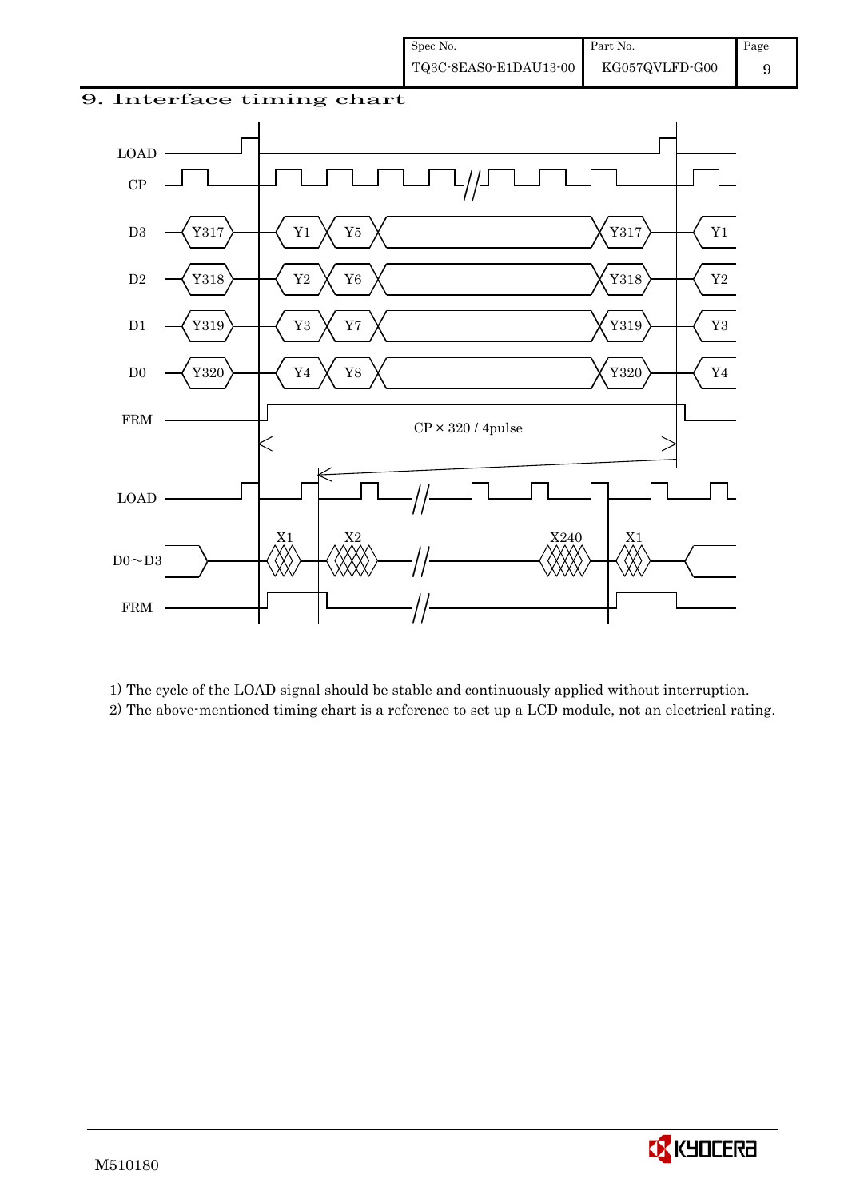# 9. Interface timing chart

1) The cycle of the LOAD signal should be stable and continuously applied without interruption.

2) The above-mentioned timing chart is a reference to set up a LCD module, not an electrical rating.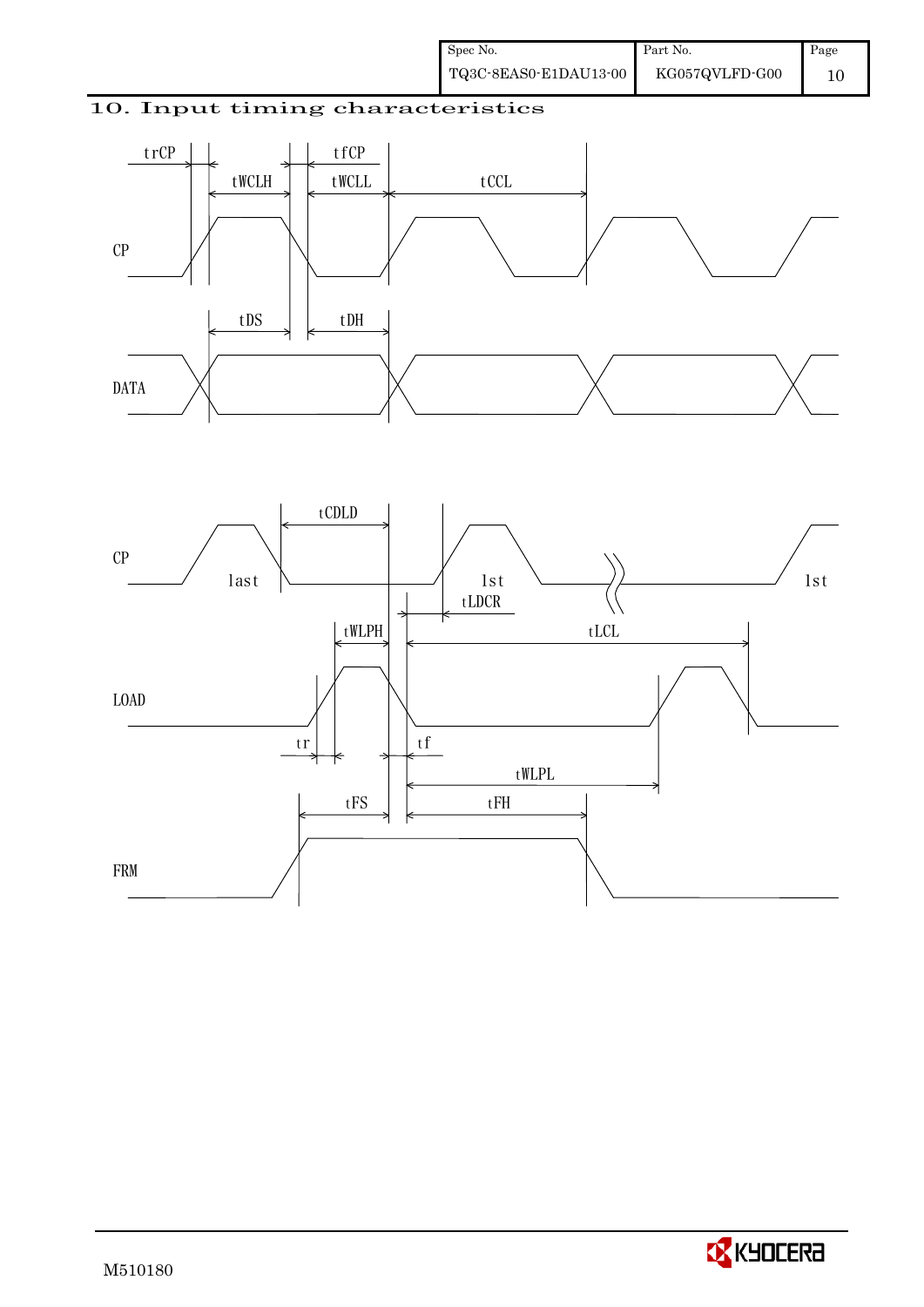## 10. Input timing characteristics

CP

DATA

trCP tWCLH tfCP tWCLL tCCL

tDS tDH

CP last 1st 1st

tCDLD

tLDCR

LOAD

tWLPH tLCL

tr tf

tWLPL

FRM

tFS tFH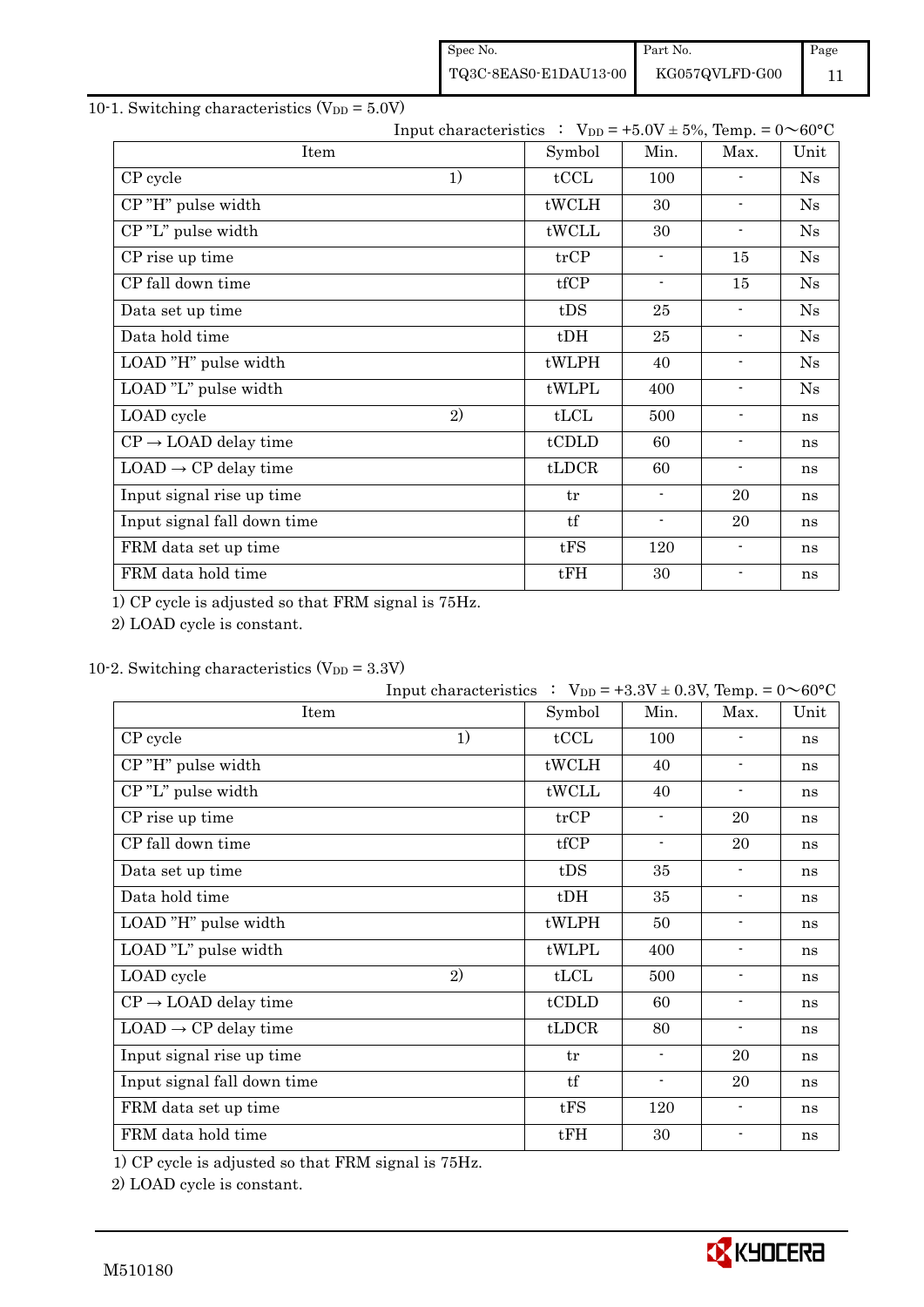10-1. Switching characteristics ($V_{DD}$ = 5.0V)

Input characteristics : $V_{DD}$ = +5.0V ± 5%, Temp. = 0～60°C

| Item | | Symbol | Min. | Max. | Unit |
|---|---|---|---|---|---|
| CP cycle | 1) | tCCL | 100 | - | Ns |
| CP "H" pulse width | | tWCLH | 30 | - | Ns |
| CP "L" pulse width | | tWCLL | 30 | - | Ns |
| CP rise up time | | trCP | - | 15 | Ns |
| CP fall down time | | tfCP | - | 15 | Ns |
| Data set up time | | tDS | 25 | - | Ns |
| Data hold time | | tDH | 25 | - | Ns |
| LOAD "H" pulse width | | tWLPH | 40 | - | Ns |
| LOAD "L" pulse width | | tWLPL | 400 | - | Ns |
| LOAD cycle | 2) | tLCL | 500 | - | ns |
| CP → LOAD delay time | | tCDLD | 60 | - | ns |
| LOAD → CP delay time | | tLDCR | 60 | - | ns |
| Input signal rise up time | | tr | - | 20 | ns |
| Input signal fall down time | | tf | - | 20 | ns |
| FRM data set up time | | tFS | 120 | - | ns |
| FRM data hold time | | tFH | 30 | - | ns |

1) CP cycle is adjusted so that FRM signal is 75Hz.

2) LOAD cycle is constant.

10-2. Switching characteristics ($V_{DD}$ = 3.3V)

Input characteristics : $V_{DD}$ = +3.3V ± 0.3V, Temp. = 0～60°C

| Item | | Symbol | Min. | Max. | Unit |
|---|---|---|---|---|---|
| CP cycle | 1) | tCCL | 100 | - | ns |
| CP "H" pulse width | | tWCLH | 40 | - | ns |
| CP "L" pulse width | | tWCLL | 40 | - | ns |
| CP rise up time | | trCP | - | 20 | ns |
| CP fall down time | | tfCP | - | 20 | ns |
| Data set up time | | tDS | 35 | - | ns |
| Data hold time | | tDH | 35 | - | ns |
| LOAD "H" pulse width | | tWLPH | 50 | - | ns |
| LOAD "L" pulse width | | tWLPL | 400 | - | ns |
| LOAD cycle | 2) | tLCL | 500 | - | ns |
| CP → LOAD delay time | | tCDLD | 60 | - | ns |
| LOAD → CP delay time | | tLDCR | 80 | - | ns |
| Input signal rise up time | | tr | - | 20 | ns |
| Input signal fall down time | | tf | - | 20 | ns |
| FRM data set up time | | tFS | 120 | - | ns |
| FRM data hold time | | tFH | 30 | - | ns |

1) CP cycle is adjusted so that FRM signal is 75Hz.

2) LOAD cycle is constant.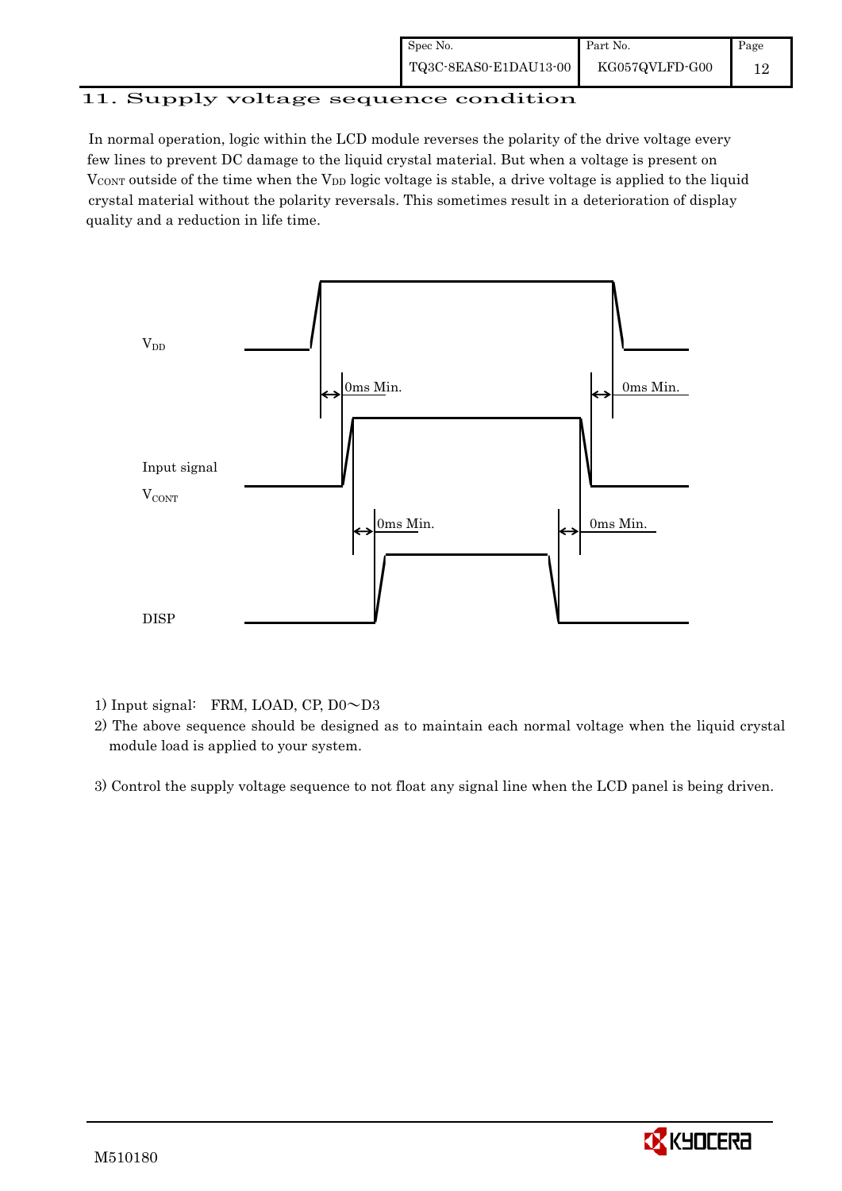## 11. Supply voltage sequence condition

In normal operation, logic within the LCD module reverses the polarity of the drive voltage every few lines to prevent DC damage to the liquid crystal material. But when a voltage is present on $V_{CONT}$ outside of the time when the $V_{DD}$ logic voltage is stable, a drive voltage is applied to the liquid crystal material without the polarity reversals. This sometimes result in a deterioration of display quality and a reduction in life time.

$V_{DD}$

0ms Min. 0ms Min.

Input signal

$V_{CONT}$

0ms Min. 0ms Min.

DISP

1) Input signal: FRM, LOAD, CP, D0～D3

2) The above sequence should be designed as to maintain each normal voltage when the liquid crystal module load is applied to your system.

3) Control the supply voltage sequence to not float any signal line when the LCD panel is being driven.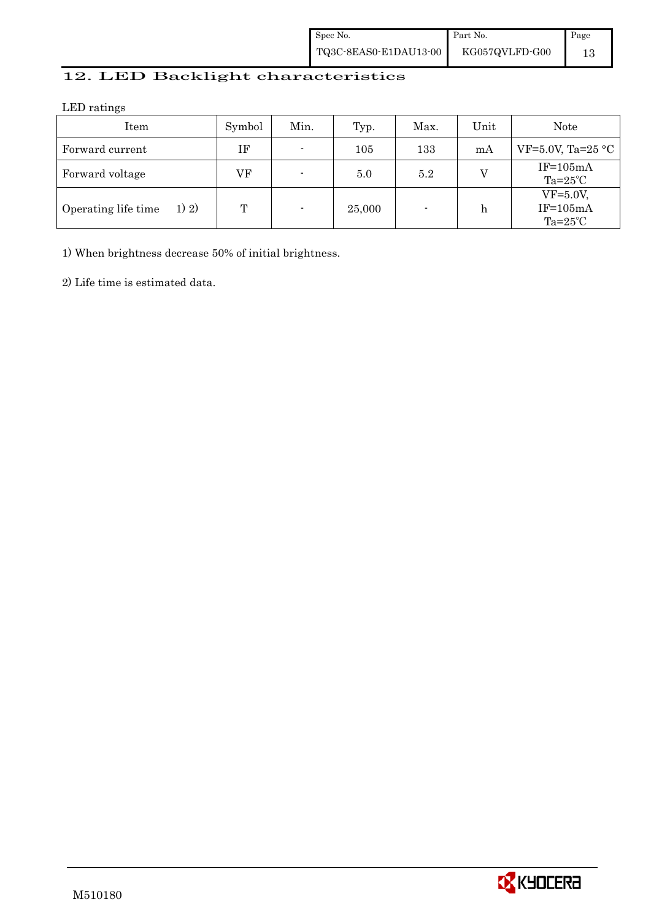## 12. LED Backlight characteristics

LED ratings

| Item | Symbol | Min. | Typ. | Max. | Unit | Note |
|---|---|---|---|---|---|---|
| Forward current | IF | - | 105 | 133 | mA | VF=5.0V, Ta=25 °C |
| Forward voltage | VF | - | 5.0 | 5.2 | V | IF=105mA Ta=25℃ |
| Operating life time 1) 2) | T | - | 25,000 | - | h | VF=5.0V, IF=105mA Ta=25℃ |

1) When brightness decrease 50% of initial brightness.

2) Life time is estimated data.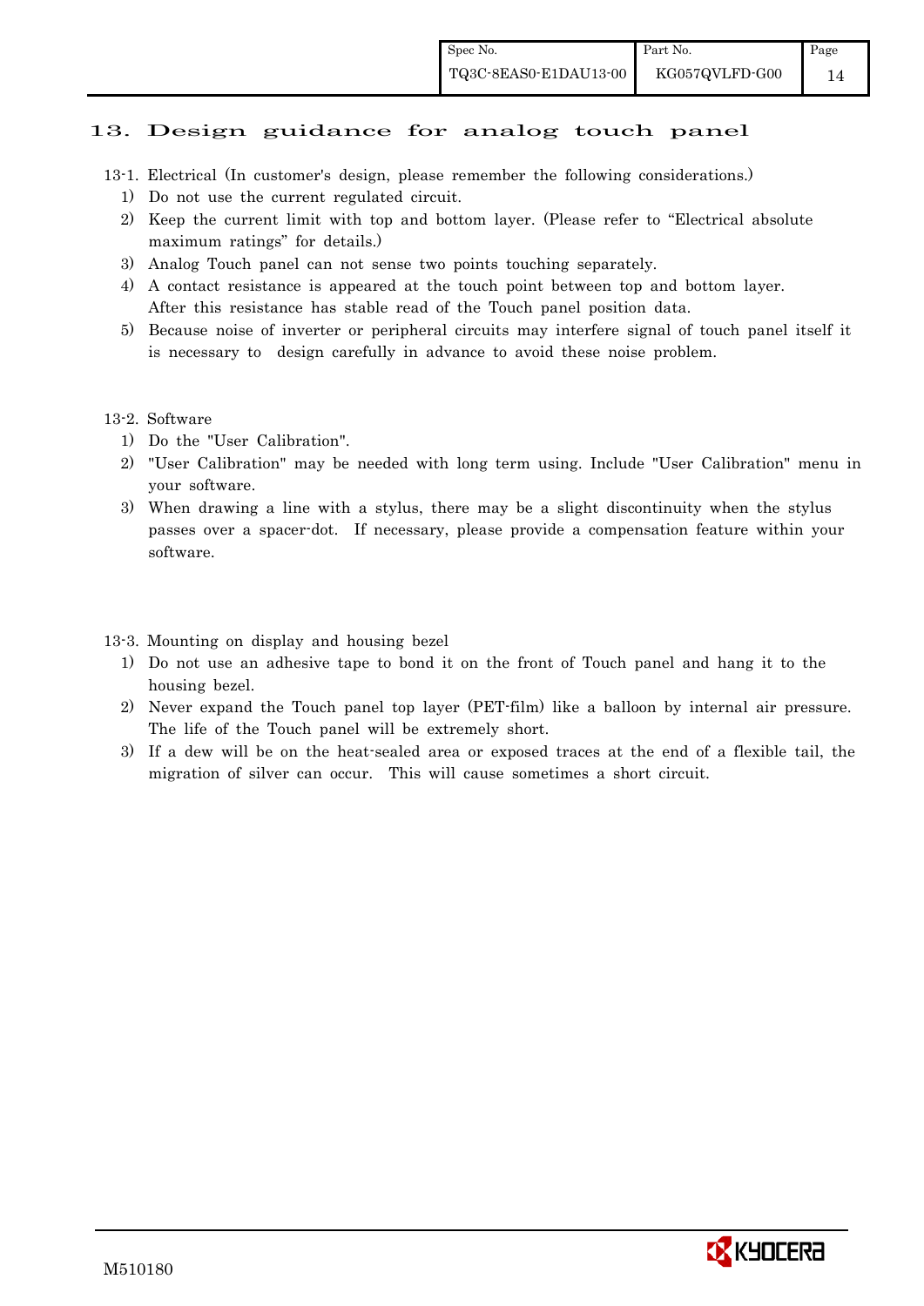# 13. Design guidance for analog touch panel

13-1. Electrical (In customer's design, please remember the following considerations.)

1) Do not use the current regulated circuit.
2) Keep the current limit with top and bottom layer. (Please refer to "Electrical absolute maximum ratings" for details.)
3) Analog Touch panel can not sense two points touching separately.
4) A contact resistance is appeared at the touch point between top and bottom layer. After this resistance has stable read of the Touch panel position data.
5) Because noise of inverter or peripheral circuits may interfere signal of touch panel itself it is necessary to design carefully in advance to avoid these noise problem.

13-2. Software

1) Do the "User Calibration".
2) "User Calibration" may be needed with long term using. Include "User Calibration" menu in your software.
3) When drawing a line with a stylus, there may be a slight discontinuity when the stylus passes over a spacer-dot. If necessary, please provide a compensation feature within your software.

13-3. Mounting on display and housing bezel

1) Do not use an adhesive tape to bond it on the front of Touch panel and hang it to the housing bezel.
2) Never expand the Touch panel top layer (PET-film) like a balloon by internal air pressure. The life of the Touch panel will be extremely short.
3) If a dew will be on the heat-sealed area or exposed traces at the end of a flexible tail, the migration of silver can occur. This will cause sometimes a short circuit.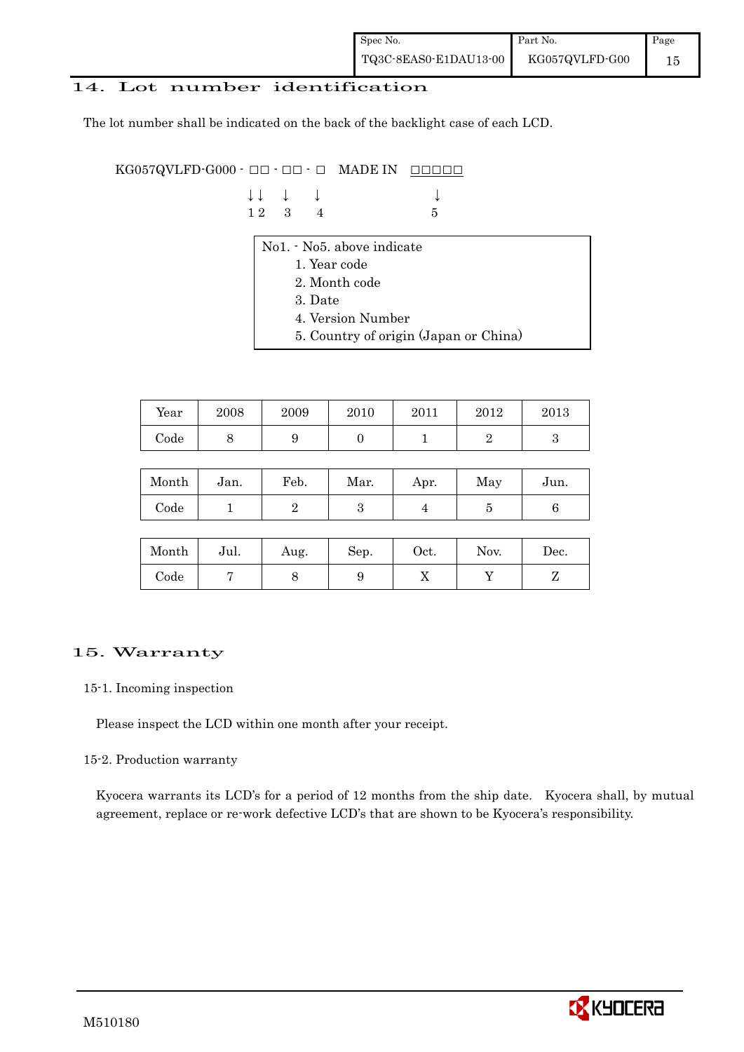## 14. Lot number identification

The lot number shall be indicated on the back of the backlight case of each LCD.

```
KG057QVLFD-G000 - □□ - □□ - □   MADE IN  □□□□□
                  ↓↓   ↓   ↓              ↓
                  1 2  3   4              5
```

No1. - No5. above indicate

1. Year code
2. Month code
3. Date
4. Version Number
5. Country of origin (Japan or China)

| Year | 2008 | 2009 | 2010 | 2011 | 2012 | 2013 |
|---|---|---|---|---|---|---|
| Code | 8 | 9 | 0 | 1 | 2 | 3 |

| Month | Jan. | Feb. | Mar. | Apr. | May | Jun. |
|---|---|---|---|---|---|---|
| Code | 1 | 2 | 3 | 4 | 5 | 6 |

| Month | Jul. | Aug. | Sep. | Oct. | Nov. | Dec. |
|---|---|---|---|---|---|---|
| Code | 7 | 8 | 9 | X | Y | Z |

## 15. Warranty

### 15-1. Incoming inspection

Please inspect the LCD within one month after your receipt.

### 15-2. Production warranty

Kyocera warrants its LCD's for a period of 12 months from the ship date. Kyocera shall, by mutual agreement, replace or re-work defective LCD's that are shown to be Kyocera's responsibility.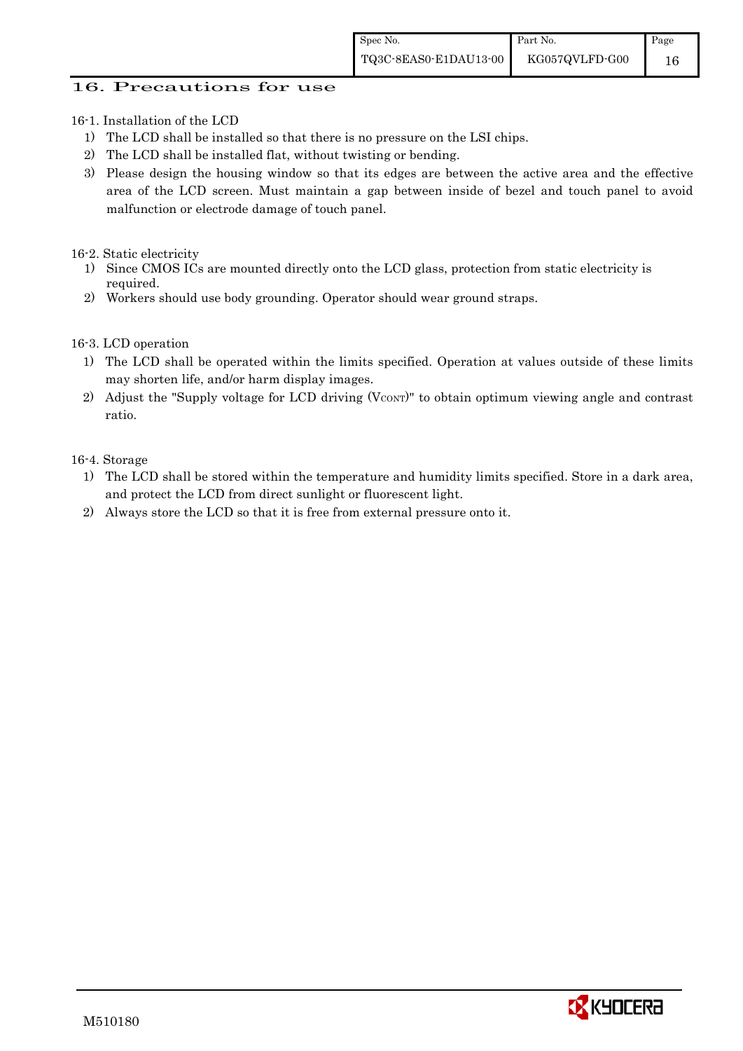## 16. Precautions for use

16-1. Installation of the LCD

1) The LCD shall be installed so that there is no pressure on the LSI chips.
2) The LCD shall be installed flat, without twisting or bending.
3) Please design the housing window so that its edges are between the active area and the effective area of the LCD screen. Must maintain a gap between inside of bezel and touch panel to avoid malfunction or electrode damage of touch panel.

16-2. Static electricity

1) Since CMOS ICs are mounted directly onto the LCD glass, protection from static electricity is required.
2) Workers should use body grounding. Operator should wear ground straps.

16-3. LCD operation

1) The LCD shall be operated within the limits specified. Operation at values outside of these limits may shorten life, and/or harm display images.
2) Adjust the "Supply voltage for LCD driving ($V_{CONT}$)" to obtain optimum viewing angle and contrast ratio.

16-4. Storage

1) The LCD shall be stored within the temperature and humidity limits specified. Store in a dark area, and protect the LCD from direct sunlight or fluorescent light.
2) Always store the LCD so that it is free from external pressure onto it.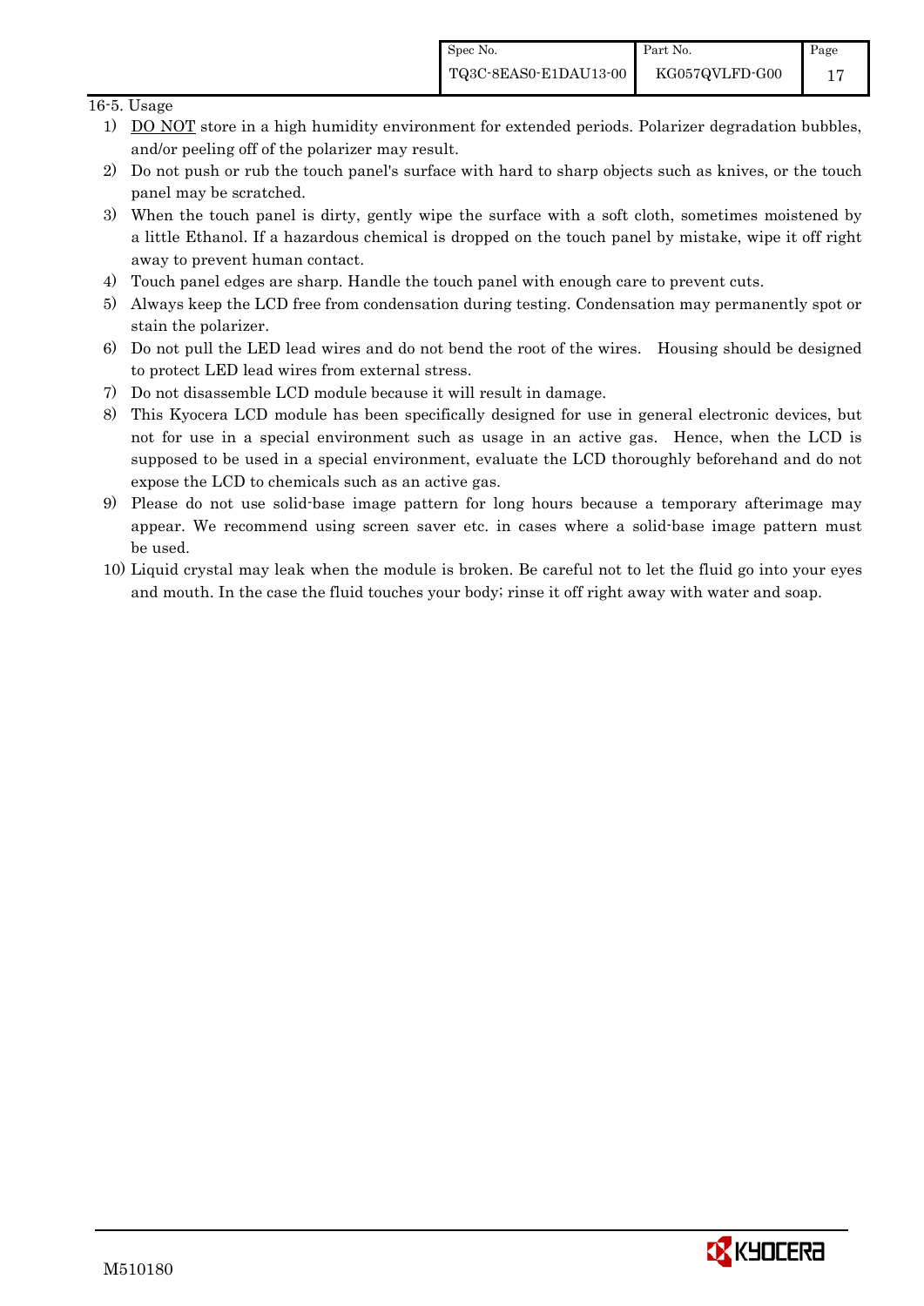16-5. Usage

1) DO NOT store in a high humidity environment for extended periods. Polarizer degradation bubbles, and/or peeling off of the polarizer may result.
2) Do not push or rub the touch panel's surface with hard to sharp objects such as knives, or the touch panel may be scratched.
3) When the touch panel is dirty, gently wipe the surface with a soft cloth, sometimes moistened by a little Ethanol. If a hazardous chemical is dropped on the touch panel by mistake, wipe it off right away to prevent human contact.
4) Touch panel edges are sharp. Handle the touch panel with enough care to prevent cuts.
5) Always keep the LCD free from condensation during testing. Condensation may permanently spot or stain the polarizer.
6) Do not pull the LED lead wires and do not bend the root of the wires. Housing should be designed to protect LED lead wires from external stress.
7) Do not disassemble LCD module because it will result in damage.
8) This Kyocera LCD module has been specifically designed for use in general electronic devices, but not for use in a special environment such as usage in an active gas. Hence, when the LCD is supposed to be used in a special environment, evaluate the LCD thoroughly beforehand and do not expose the LCD to chemicals such as an active gas.
9) Please do not use solid-base image pattern for long hours because a temporary afterimage may appear. We recommend using screen saver etc. in cases where a solid-base image pattern must be used.
10) Liquid crystal may leak when the module is broken. Be careful not to let the fluid go into your eyes and mouth. In the case the fluid touches your body; rinse it off right away with water and soap.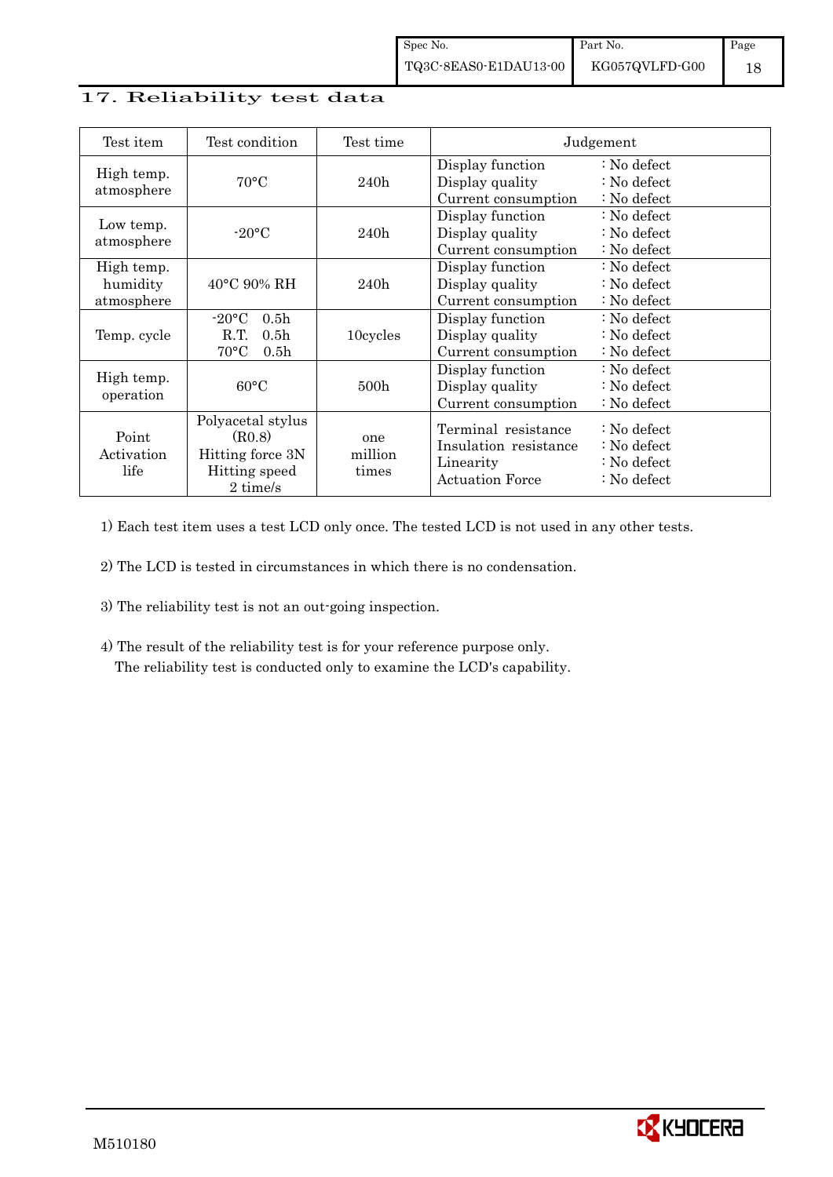## 17. Reliability test data

| Test item | Test condition | Test time | Judgement |
|---|---|---|---|
| High temp. atmosphere | 70°C | 240h | Display function : No defect<br>Display quality : No defect<br>Current consumption : No defect |
| Low temp. atmosphere | -20°C | 240h | Display function : No defect<br>Display quality : No defect<br>Current consumption : No defect |
| High temp. humidity atmosphere | 40°C 90% RH | 240h | Display function : No defect<br>Display quality : No defect<br>Current consumption : No defect |
| Temp. cycle | -20°C 0.5h<br>R.T. 0.5h<br>70°C 0.5h | 10cycles | Display function : No defect<br>Display quality : No defect<br>Current consumption : No defect |
| High temp. operation | 60°C | 500h | Display function : No defect<br>Display quality : No defect<br>Current consumption : No defect |
| Point Activation life | Polyacetal stylus (R0.8)<br>Hitting force 3N<br>Hitting speed 2 time/s | one million times | Terminal resistance : No defect<br>Insulation resistance : No defect<br>Linearity : No defect<br>Actuation Force : No defect |

1) Each test item uses a test LCD only once. The tested LCD is not used in any other tests.

2) The LCD is tested in circumstances in which there is no condensation.

3) The reliability test is not an out-going inspection.

4) The result of the reliability test is for your reference purpose only.
The reliability test is conducted only to examine the LCD's capability.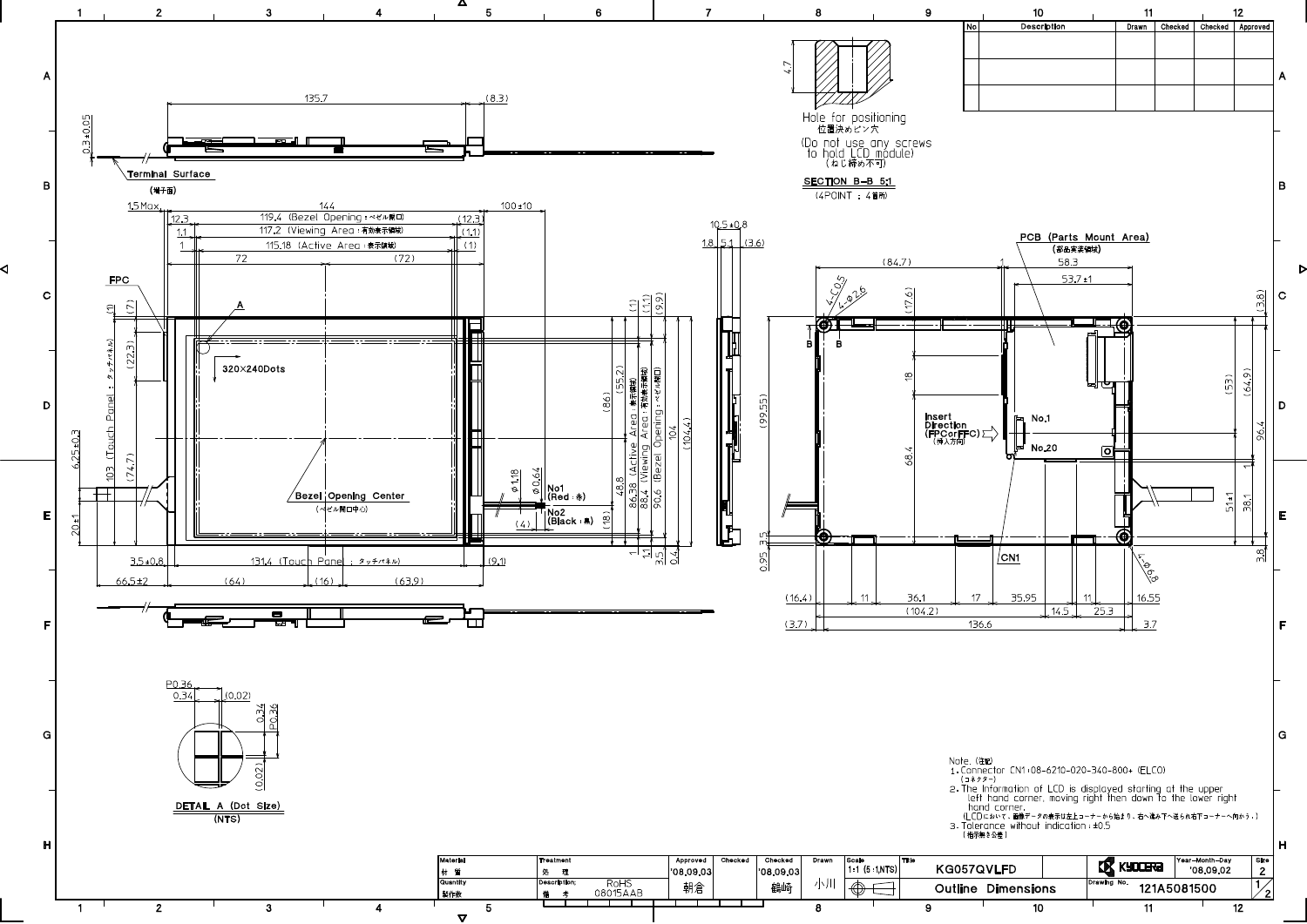Note. (注記)

1. Connector CN1 : 08-6210-020-340-800+ (ELCO)
   (コネクター)
2. The Information of LCD is displayed starting at the upper left hand corner, moving right then down to the lower right hand corner.
   (LCDにおいて、画像データの表示は左上コーナーから始まり、右へ進み下へ送られ右下コーナーへ向かう。)
3. Tolerance without indication : ±0.5
   (指示無き公差)

| No | Description | Drawn | Checked | Checked | Approved |
|---|---|---|---|---|---|
| | | | | | |
| | | | | | |
| | | | | | |

| Material 材質 | Treatment 処理 | Approved | Checked | Checked | Drawn | Scale | Title | | Year-Month-Day | Size |
|---|---|---|---|---|---|---|---|---|---|---|
| | | '08,09,03 | | '08,09,03 | | 1:1 (5:1,NTS) | KG057QVLFD | KYOCERA | '08,09,02 | 2 |
| Quantity 製作数 | Description; 備考 RoHS 08015AAB | 朝倉 | | 鶴崎 | 小川 | | Outline Dimensions | Drawing No. 121A5081500 | | 1/2 |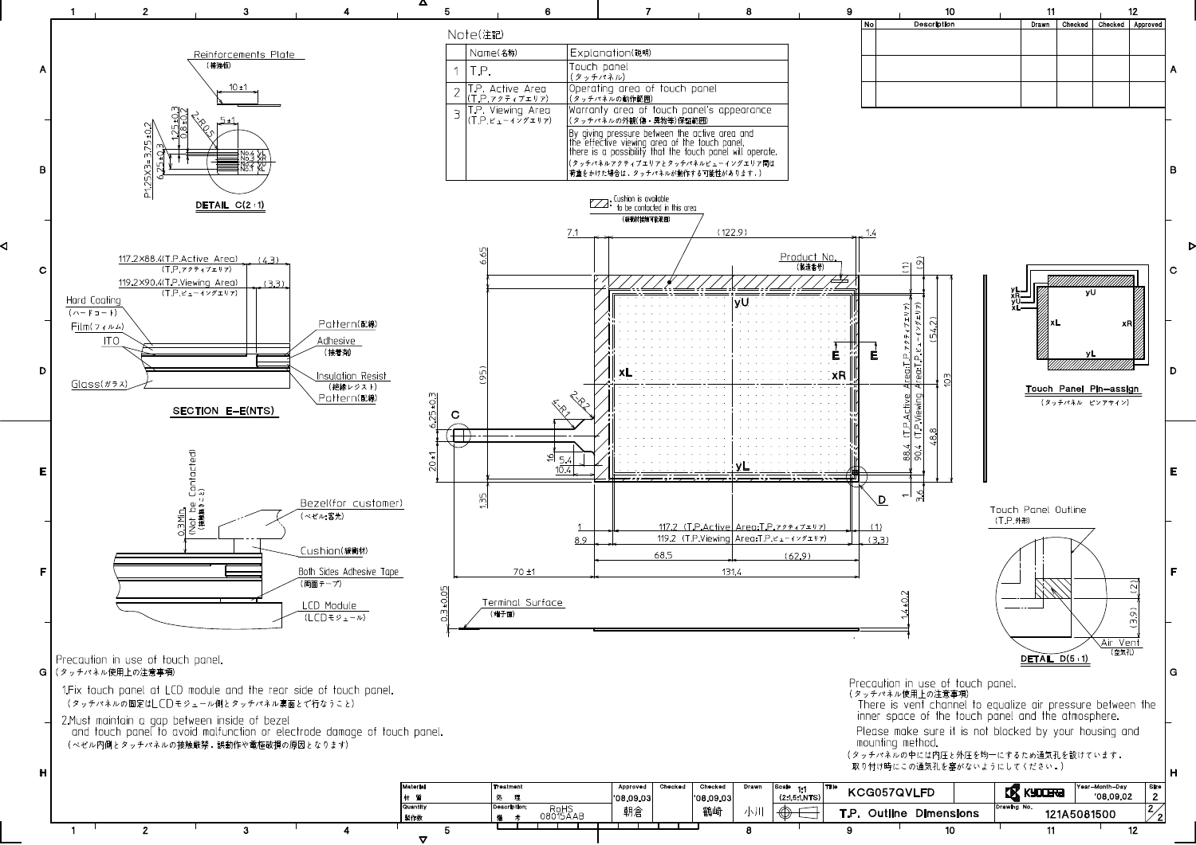## Note(注記)

| | Name(名称) | Explanation(説明) |
|---|---|---|
| 1 | T.P. | Touch panel (タッチパネル) |
| 2 | T.P. Active Area (T.P.アクティブエリア) | Operating area of touch panel (タッチパネルの動作範囲) |
| 3 | T.P. Viewing Area (T.P.ビューイングエリア) | Warranty area of touch panel's appearance (タッチパネルの外観(傷・異物等)保証範囲) |
| | | By giving pressure between the active area and the effective viewing area of the touch panel, there is a possibility that the touch panel will operate. (タッチパネルアクティブエリアとタッチパネルビューイングエリア間は荷重をかけた場合は、タッチパネルが動作する可能性があります。) |

| No | Description | Drawn | Checked | Checked | Approved |
|---|---|---|---|---|---|
| | | | | | |
| | | | | | |
| | | | | | |

Reinforcements Plate (補強板)

DETAIL C(2:1)

No.4 yL, No.3 xR, No.2 yU, No.1 xL

117.2×88.4(T.P.Active Area) (T.P.アクティブエリア) (4.3)

119.2×90.4(T.P.Viewing Area) (T.P.ビューイングエリア) (3.3)

Hard Coating (ハードコート), Film(フィルム), ITO, Glass(ガラス), Pattern(配線), Adhesive (接着剤), Insulation Resist (絶縁レジスト), Pattern(配線)

SECTION E-E(NTS)

Cushion is available to be contacted in this area (緩衝材接触可能範囲)

Product No. (製造番号)

Touch Panel Pin-assign (タッチパネル ピンアサイン)

yL, xR, yU, xL

Touch Panel Outline (T.P.外形)

Air Vent (空気孔)

DETAIL D(5:1)

0.3Min. (Not be Contacted) (接触禁止のこと)

Bezel(for customer) (ベゼル:客先)

Cushion(緩衝材)

Both Sides Adhesive Tape (両面テープ)

LCD Module (LCDモジュール)

Terminal Surface (端子面)

117.2 (T.P.Active Area:T.P.アクティブエリア)

119.2 (T.P.Viewing Area:T.P.ビューイングエリア)

88.4 (T.P.Active Area:T.P.アクティブエリア)

90.4 (T.P.Viewing Area:T.P.ビューイングエリア)

Precaution in use of touch panel.
(タッチパネル使用上の注意事項)

1.Fix touch panel at LCD module and the rear side of touch panel.
(タッチパネルの固定はLCDモジュール側とタッチパネル裏面とで行なうこと)

2.Must maintain a gap between inside of bezel and touch panel to avoid malfunction or electrode damage of touch panel.
(ベゼル内側とタッチパネルの接触厳禁．誤動作や電極破損の原因となります)

Precaution in use of touch panel.
(タッチパネル使用上の注意事項)

There is vent channel to equalize air pressure between the inner space of the touch panel and the atmosphere.

Please make sure it is not blocked by your housing and mounting method.

(タッチパネルの中には内圧と外圧を均一にするため通気孔を設けています．取り付け時にこの通気孔を塞がないようにしてください．)

| Material 材質 | Treatment 処理 | Approved | Checked | Checked | Drawn | Scale | Title | | Year-Month-Day | Size |
|---|---|---|---|---|---|---|---|---|---|---|
| Quantity 製作数 | Description; 備考 RoHS 080I5AA8 | '08.09.03 朝倉 | | '08.09.03 鶴崎 | 小川 | 1:1 (2:1,5:1,NTS) | KCG057QVLFD T.P. Outline Dimensions | KYOCERA Drawing No. 121A5081500 | '08.09.02 | 2 2/2 |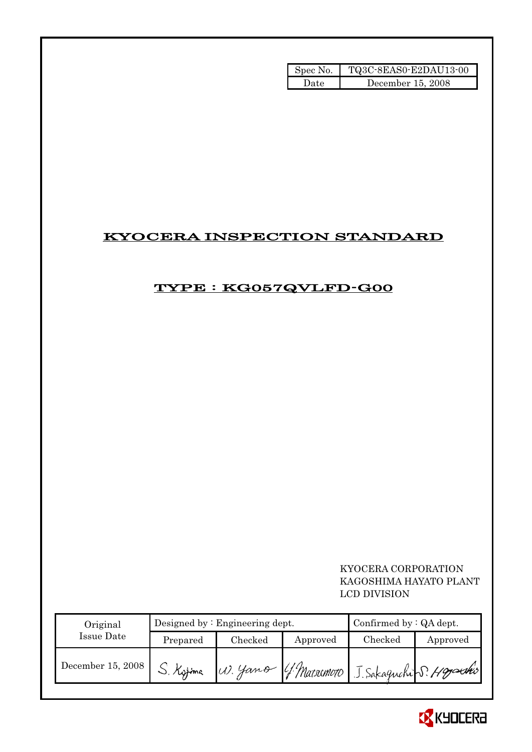| Spec No. | TQ3C-8EAS0-E2DAU13-00 |
| --- | --- |
| Date | December 15, 2008 |

# KYOCERA INSPECTION STANDARD

## TYPE : KG057QVLFD-G00

KYOCERA CORPORATION
KAGOSHIMA HAYATO PLANT
LCD DIVISION

| Original Issue Date | Designed by : Engineering dept. | | | Confirmed by : QA dept. | |
| --- | --- | --- | --- | --- | --- |
| | Prepared | Checked | Approved | Checked | Approved |
| December 15, 2008 | S. Kojima | W. Yano | Y. Matsumoto | J. Sakaguchi | S. Hayashi |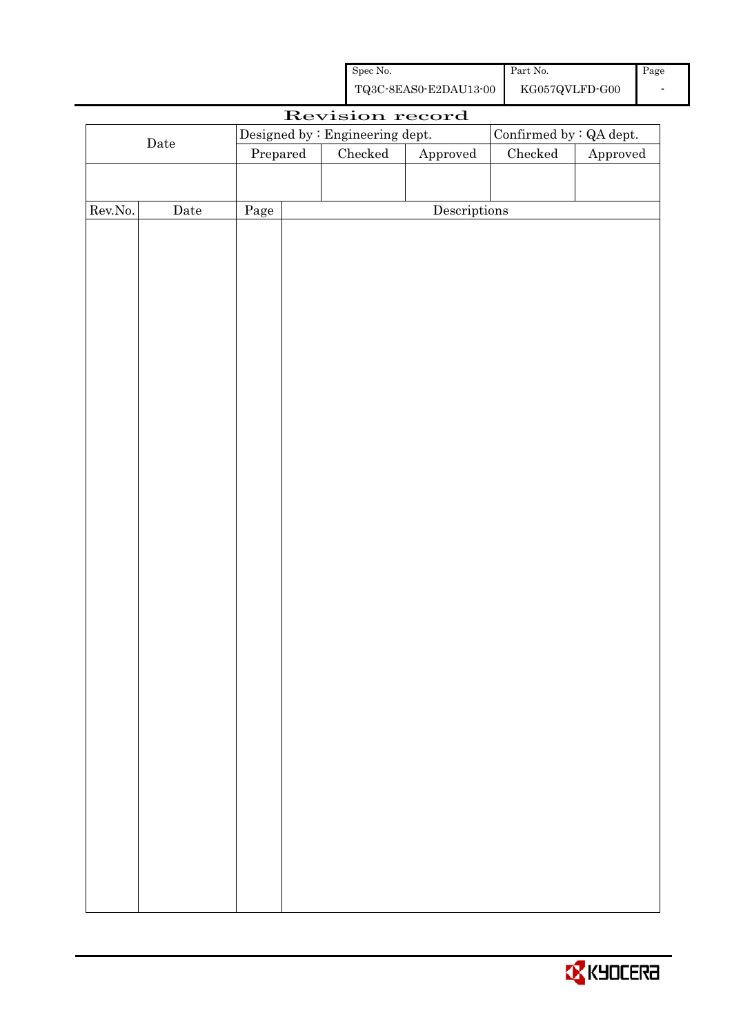# Revision record

| Date | Designed by : Engineering dept. | | | Confirmed by : QA dept. | |
|---|---|---|---|---|---|
| | Prepared | Checked | Approved | Checked | Approved |
| | | | | | |

| Rev.No. | Date | Page | Descriptions |
|---|---|---|---|
| | | | |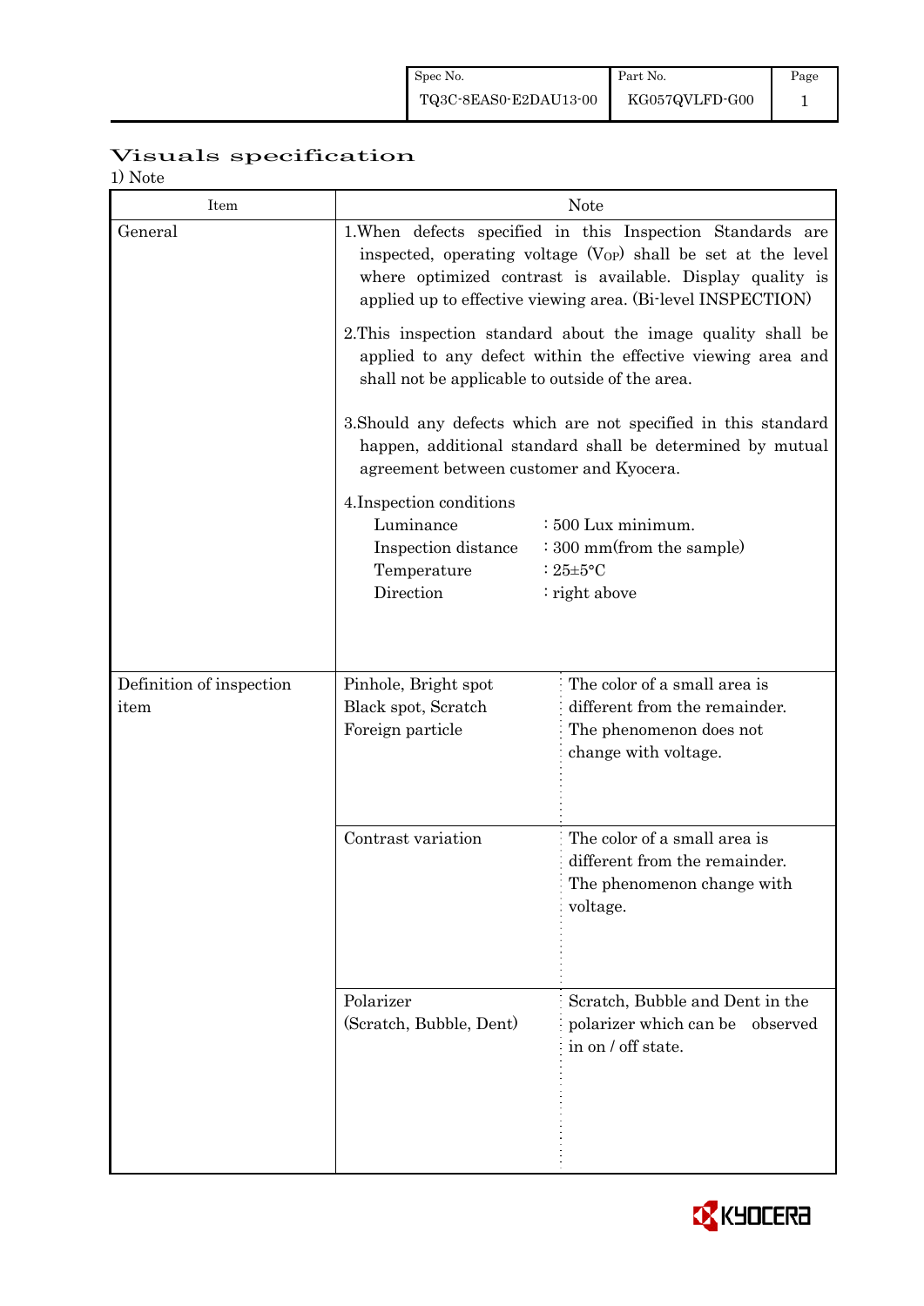# Visuals specification

1) Note

| Item | Note | |
|---|---|---|
| General | 1.When defects specified in this Inspection Standards are inspected, operating voltage ($V_{OP}$) shall be set at the level where optimized contrast is available. Display quality is applied up to effective viewing area. (Bi-level INSPECTION)<br><br>2.This inspection standard about the image quality shall be applied to any defect within the effective viewing area and shall not be applicable to outside of the area.<br><br>3.Should any defects which are not specified in this standard happen, additional standard shall be determined by mutual agreement between customer and Kyocera.<br><br>4.Inspection conditions<br>Luminance : 500 Lux minimum.<br>Inspection distance : 300 mm(from the sample)<br>Temperature : 25±5°C<br>Direction : right above | |
| Definition of inspection item | Pinhole, Bright spot<br>Black spot, Scratch<br>Foreign particle | The color of a small area is different from the remainder. The phenomenon does not change with voltage. |
| | Contrast variation | The color of a small area is different from the remainder. The phenomenon change with voltage. |
| | Polarizer<br>(Scratch, Bubble, Dent) | Scratch, Bubble and Dent in the polarizer which can be observed in on / off state. |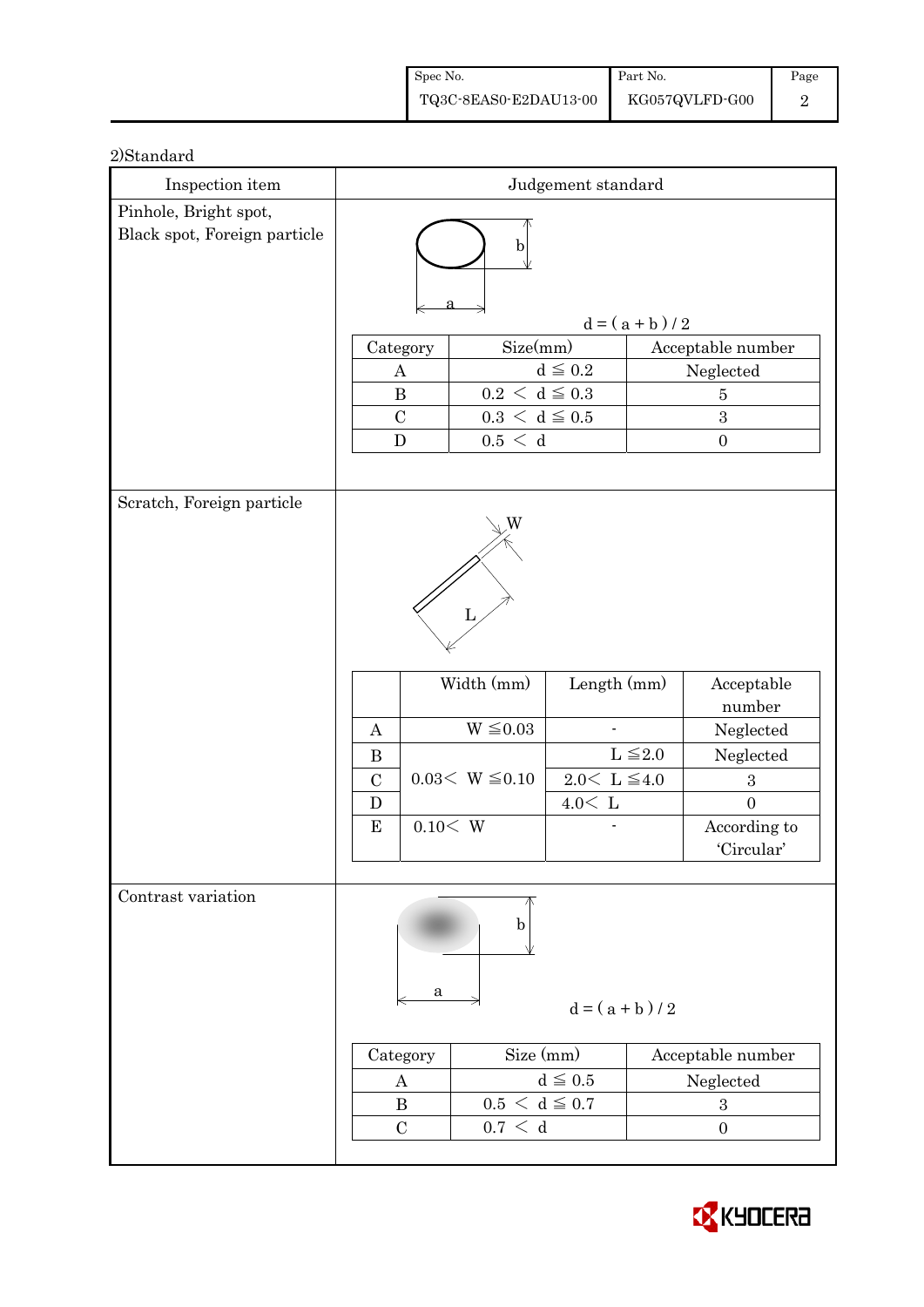2)Standard

| Inspection item | Judgement standard |
|---|---|
| Pinhole, Bright spot, Black spot, Foreign particle | $d = ( a + b ) / 2$ |

| Category | Size(mm) | Acceptable number |
|---|---|---|
| A | $d \leqq 0.2$ | Neglected |
| B | $0.2 < d \leqq 0.3$ | 5 |
| C | $0.3 < d \leqq 0.5$ | 3 |
| D | $0.5 < d$ | 0 |

**Scratch, Foreign particle**

| | Width (mm) | Length (mm) | Acceptable number |
|---|---|---|---|
| A | $W \leqq 0.03$ | - | Neglected |
| B | $0.03 < W \leqq 0.10$ | $L \leqq 2.0$ | Neglected |
| C | | $2.0 < L \leqq 4.0$ | 3 |
| D | | $4.0 < L$ | 0 |
| E | $0.10 < W$ | - | According to 'Circular' |

**Contrast variation**

$d = ( a + b ) / 2$

| Category | Size (mm) | Acceptable number |
|---|---|---|
| A | $d \leqq 0.5$ | Neglected |
| B | $0.5 < d \leqq 0.7$ | 3 |
| C | $0.7 < d$ | 0 |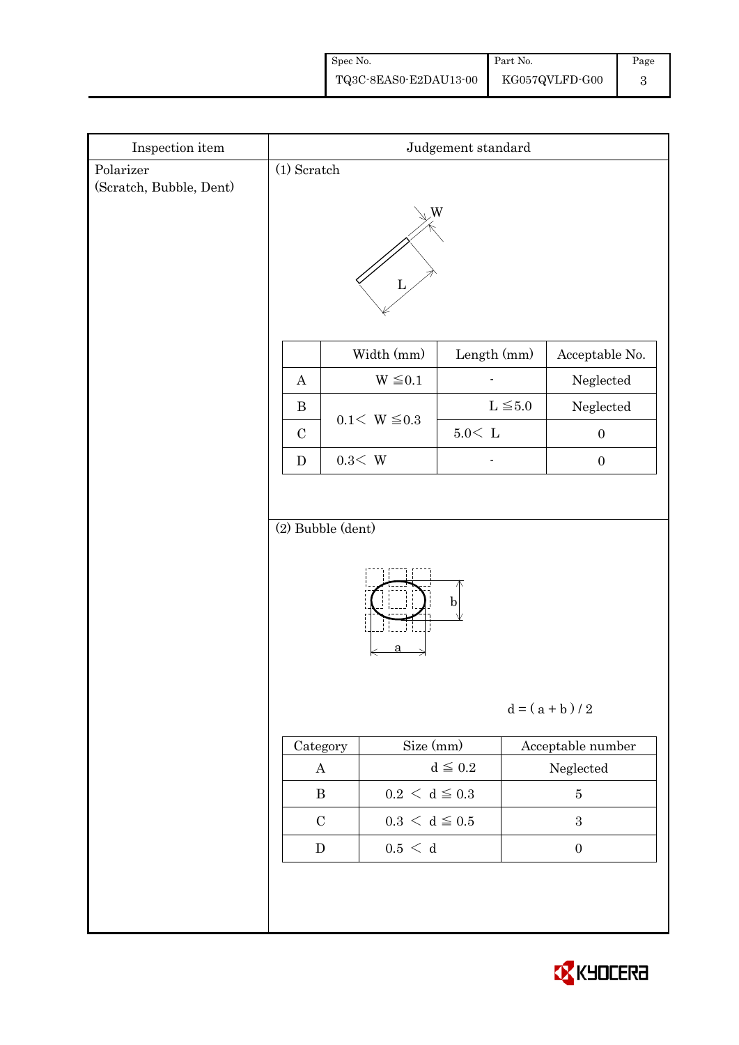| Inspection item | Judgement standard |
|---|---|
| Polarizer (Scratch, Bubble, Dent) | (1) Scratch |

W

L

|  | Width (mm) | Length (mm) | Acceptable No. |
|---|---|---|---|
| A | $W \leqq 0.1$ | - | Neglected |
| B | $0.1 < W \leqq 0.3$ | $L \leqq 5.0$ | Neglected |
| C | | $5.0 < L$ | 0 |
| D | $0.3 < W$ | - | 0 |

(2) Bubble (dent)

b

a

$d = ( a + b ) / 2$

| Category | Size (mm) | Acceptable number |
|---|---|---|
| A | $d \leqq 0.2$ | Neglected |
| B | $0.2 < d \leqq 0.3$ | 5 |
| C | $0.3 < d \leqq 0.5$ | 3 |
| D | $0.5 < d$ | 0 |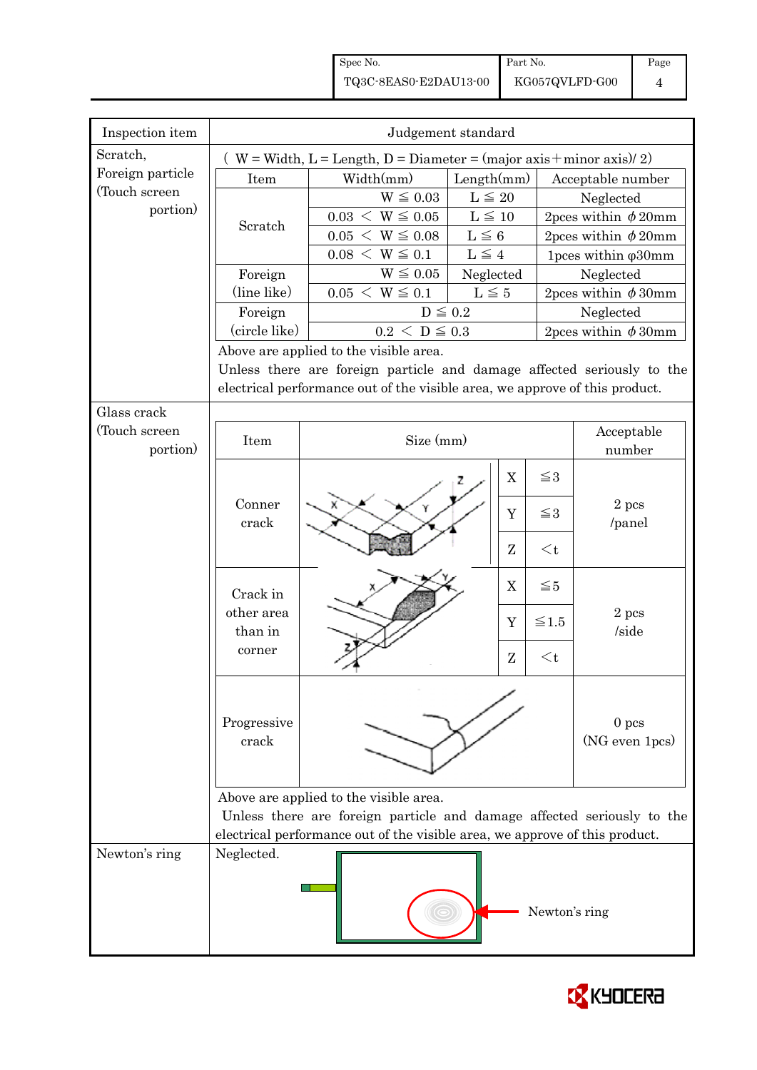| Inspection item | Judgement standard | | | |
|---|---|---|---|---|
| Scratch, Foreign particle (Touch screen portion) | ( W = Width, L = Length, D = Diameter = (major axis + minor axis)/ 2) | | | |
| | Item | Width(mm) | Length(mm) | Acceptable number |
| | Scratch | W ≦ 0.03 | L ≦ 20 | Neglected |
| | | 0.03 < W ≦ 0.05 | L ≦ 10 | 2pces within ϕ 20mm |
| | | 0.05 < W ≦ 0.08 | L ≦ 6 | 2pces within ϕ 20mm |
| | | 0.08 < W ≦ 0.1 | L ≦ 4 | 1pces within φ30mm |
| | Foreign (line like) | W ≦ 0.05 | Neglected | Neglected |
| | | 0.05 < W ≦ 0.1 | L ≦ 5 | 2pces within ϕ 30mm |
| | Foreign (circle like) | D ≦ 0.2 | | Neglected |
| | | 0.2 < D ≦ 0.3 | | 2pces within ϕ 30mm |

Above are applied to the visible area.
Unless there are foreign particle and damage affected seriously to the electrical performance out of the visible area, we approve of this product.

**Glass crack (Touch screen portion)**

| Item | Size (mm) | | Acceptable number |
|---|---|---|---|
| Conner crack | X | ≦3 | 2 pcs /panel |
| | Y | ≦3 | |
| | Z | <t | |
| Crack in other area than in corner | X | ≦5 | 2 pcs /side |
| | Y | ≦1.5 | |
| | Z | <t | |
| Progressive crack | | | 0 pcs (NG even 1pcs) |

Above are applied to the visible area.
Unless there are foreign particle and damage affected seriously to the electrical performance out of the visible area, we approve of this product.

**Newton's ring**

Neglected.

Newton's ring